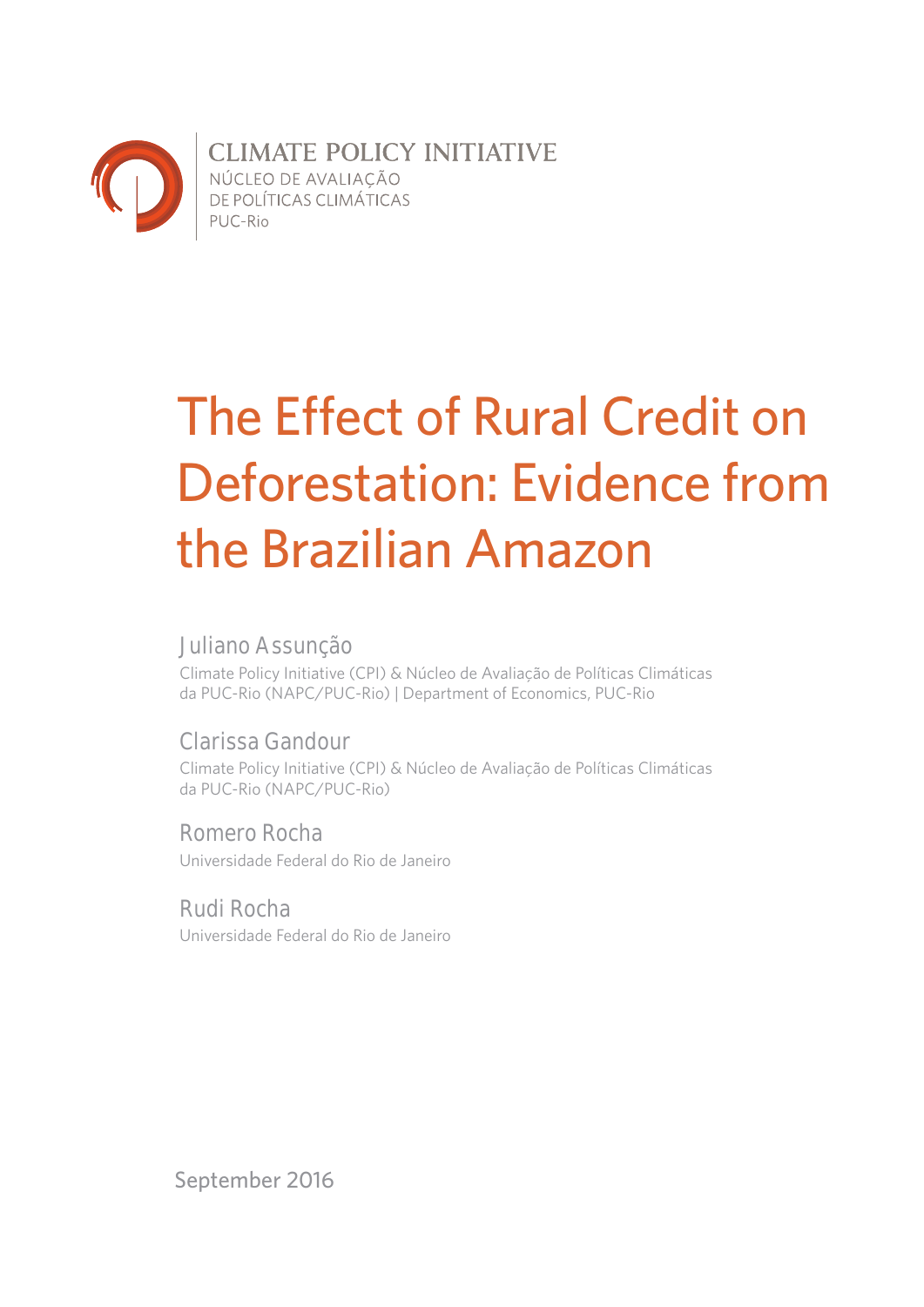CLIMATE POLICY INITIATIVE
NÚCLEO DE AVALIAÇÃO
DE POLÍTICAS CLIMÁTICAS
PUC-Rio

# The Effect of Rural Credit on Deforestation: Evidence from the Brazilian Amazon

Juliano Assunção
Climate Policy Initiative (CPI) & Núcleo de Avaliação de Políticas Climáticas da PUC-Rio (NAPC/PUC-Rio) | Department of Economics, PUC-Rio

Clarissa Gandour
Climate Policy Initiative (CPI) & Núcleo de Avaliação de Políticas Climáticas da PUC-Rio (NAPC/PUC-Rio)

Romero Rocha
Universidade Federal do Rio de Janeiro

Rudi Rocha
Universidade Federal do Rio de Janeiro

September 2016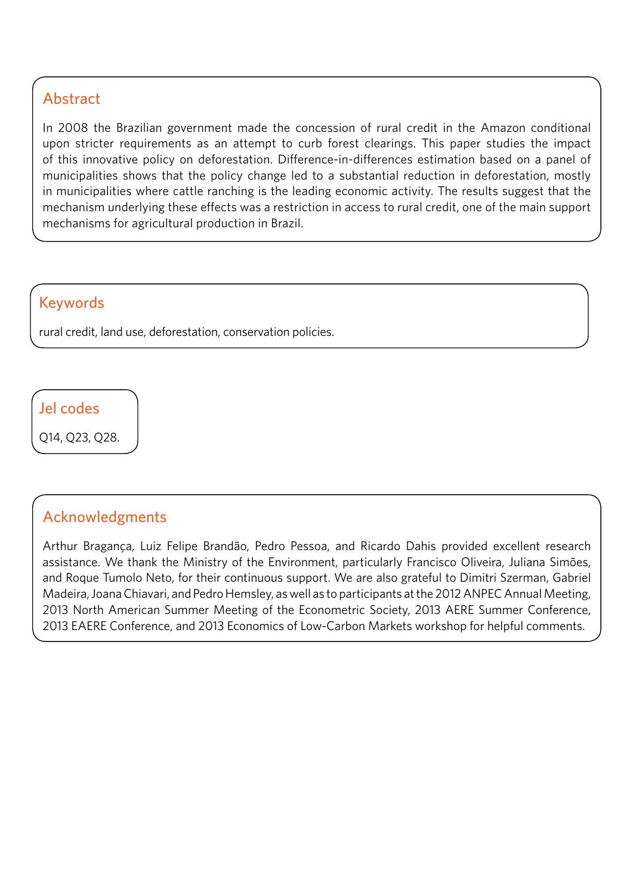## Abstract

In 2008 the Brazilian government made the concession of rural credit in the Amazon conditional upon stricter requirements as an attempt to curb forest clearings. This paper studies the impact of this innovative policy on deforestation. Difference-in-differences estimation based on a panel of municipalities shows that the policy change led to a substantial reduction in deforestation, mostly in municipalities where cattle ranching is the leading economic activity. The results suggest that the mechanism underlying these effects was a restriction in access to rural credit, one of the main support mechanisms for agricultural production in Brazil.

## Keywords

rural credit, land use, deforestation, conservation policies.

## Jel codes

Q14, Q23, Q28.

## Acknowledgments

Arthur Bragança, Luiz Felipe Brandão, Pedro Pessoa, and Ricardo Dahis provided excellent research assistance. We thank the Ministry of the Environment, particularly Francisco Oliveira, Juliana Simões, and Roque Tumolo Neto, for their continuous support. We are also grateful to Dimitri Szerman, Gabriel Madeira, Joana Chiavari, and Pedro Hemsley, as well as to participants at the 2012 ANPEC Annual Meeting, 2013 North American Summer Meeting of the Econometric Society, 2013 AERE Summer Conference, 2013 EAERE Conference, and 2013 Economics of Low-Carbon Markets workshop for helpful comments.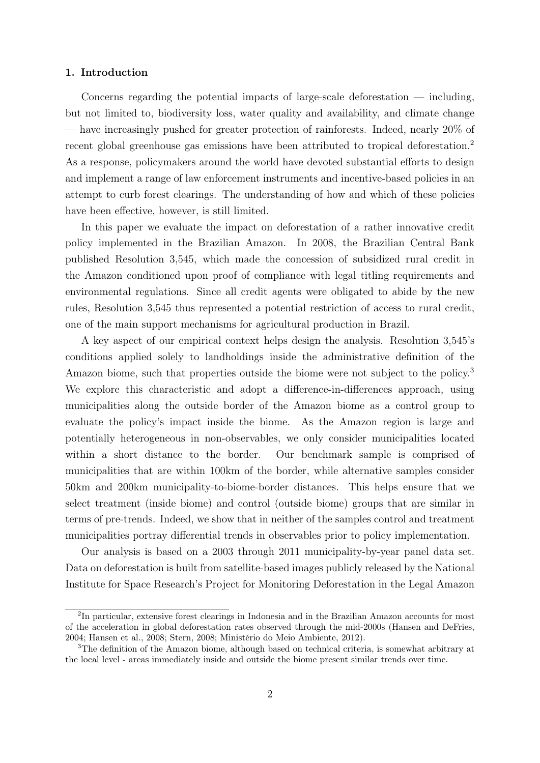## 1. Introduction

Concerns regarding the potential impacts of large-scale deforestation — including, but not limited to, biodiversity loss, water quality and availability, and climate change — have increasingly pushed for greater protection of rainforests. Indeed, nearly 20% of recent global greenhouse gas emissions have been attributed to tropical deforestation.[2] As a response, policymakers around the world have devoted substantial efforts to design and implement a range of law enforcement instruments and incentive-based policies in an attempt to curb forest clearings. The understanding of how and which of these policies have been effective, however, is still limited.

In this paper we evaluate the impact on deforestation of a rather innovative credit policy implemented in the Brazilian Amazon. In 2008, the Brazilian Central Bank published Resolution 3,545, which made the concession of subsidized rural credit in the Amazon conditioned upon proof of compliance with legal titling requirements and environmental regulations. Since all credit agents were obligated to abide by the new rules, Resolution 3,545 thus represented a potential restriction of access to rural credit, one of the main support mechanisms for agricultural production in Brazil.

A key aspect of our empirical context helps design the analysis. Resolution 3,545's conditions applied solely to landholdings inside the administrative definition of the Amazon biome, such that properties outside the biome were not subject to the policy.[3] We explore this characteristic and adopt a difference-in-differences approach, using municipalities along the outside border of the Amazon biome as a control group to evaluate the policy's impact inside the biome. As the Amazon region is large and potentially heterogeneous in non-observables, we only consider municipalities located within a short distance to the border. Our benchmark sample is comprised of municipalities that are within 100km of the border, while alternative samples consider 50km and 200km municipality-to-biome-border distances. This helps ensure that we select treatment (inside biome) and control (outside biome) groups that are similar in terms of pre-trends. Indeed, we show that in neither of the samples control and treatment municipalities portray differential trends in observables prior to policy implementation.

Our analysis is based on a 2003 through 2011 municipality-by-year panel data set. Data on deforestation is built from satellite-based images publicly released by the National Institute for Space Research's Project for Monitoring Deforestation in the Legal Amazon

[2] In particular, extensive forest clearings in Indonesia and in the Brazilian Amazon accounts for most of the acceleration in global deforestation rates observed through the mid-2000s (Hansen and DeFries, 2004; Hansen et al., 2008; Stern, 2008; Ministério do Meio Ambiente, 2012).

[3] The definition of the Amazon biome, although based on technical criteria, is somewhat arbitrary at the local level - areas immediately inside and outside the biome present similar trends over time.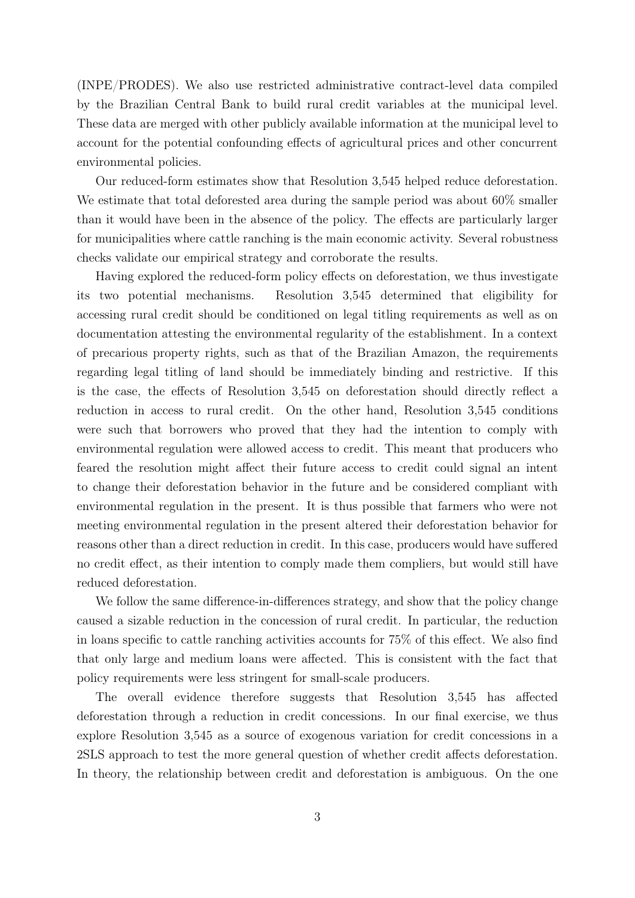(INPE/PRODES). We also use restricted administrative contract-level data compiled by the Brazilian Central Bank to build rural credit variables at the municipal level. These data are merged with other publicly available information at the municipal level to account for the potential confounding effects of agricultural prices and other concurrent environmental policies.

Our reduced-form estimates show that Resolution 3,545 helped reduce deforestation. We estimate that total deforested area during the sample period was about 60% smaller than it would have been in the absence of the policy. The effects are particularly larger for municipalities where cattle ranching is the main economic activity. Several robustness checks validate our empirical strategy and corroborate the results.

Having explored the reduced-form policy effects on deforestation, we thus investigate its two potential mechanisms. Resolution 3,545 determined that eligibility for accessing rural credit should be conditioned on legal titling requirements as well as on documentation attesting the environmental regularity of the establishment. In a context of precarious property rights, such as that of the Brazilian Amazon, the requirements regarding legal titling of land should be immediately binding and restrictive. If this is the case, the effects of Resolution 3,545 on deforestation should directly reflect a reduction in access to rural credit. On the other hand, Resolution 3,545 conditions were such that borrowers who proved that they had the intention to comply with environmental regulation were allowed access to credit. This meant that producers who feared the resolution might affect their future access to credit could signal an intent to change their deforestation behavior in the future and be considered compliant with environmental regulation in the present. It is thus possible that farmers who were not meeting environmental regulation in the present altered their deforestation behavior for reasons other than a direct reduction in credit. In this case, producers would have suffered no credit effect, as their intention to comply made them compliers, but would still have reduced deforestation.

We follow the same difference-in-differences strategy, and show that the policy change caused a sizable reduction in the concession of rural credit. In particular, the reduction in loans specific to cattle ranching activities accounts for 75% of this effect. We also find that only large and medium loans were affected. This is consistent with the fact that policy requirements were less stringent for small-scale producers.

The overall evidence therefore suggests that Resolution 3,545 has affected deforestation through a reduction in credit concessions. In our final exercise, we thus explore Resolution 3,545 as a source of exogenous variation for credit concessions in a 2SLS approach to test the more general question of whether credit affects deforestation. In theory, the relationship between credit and deforestation is ambiguous. On the one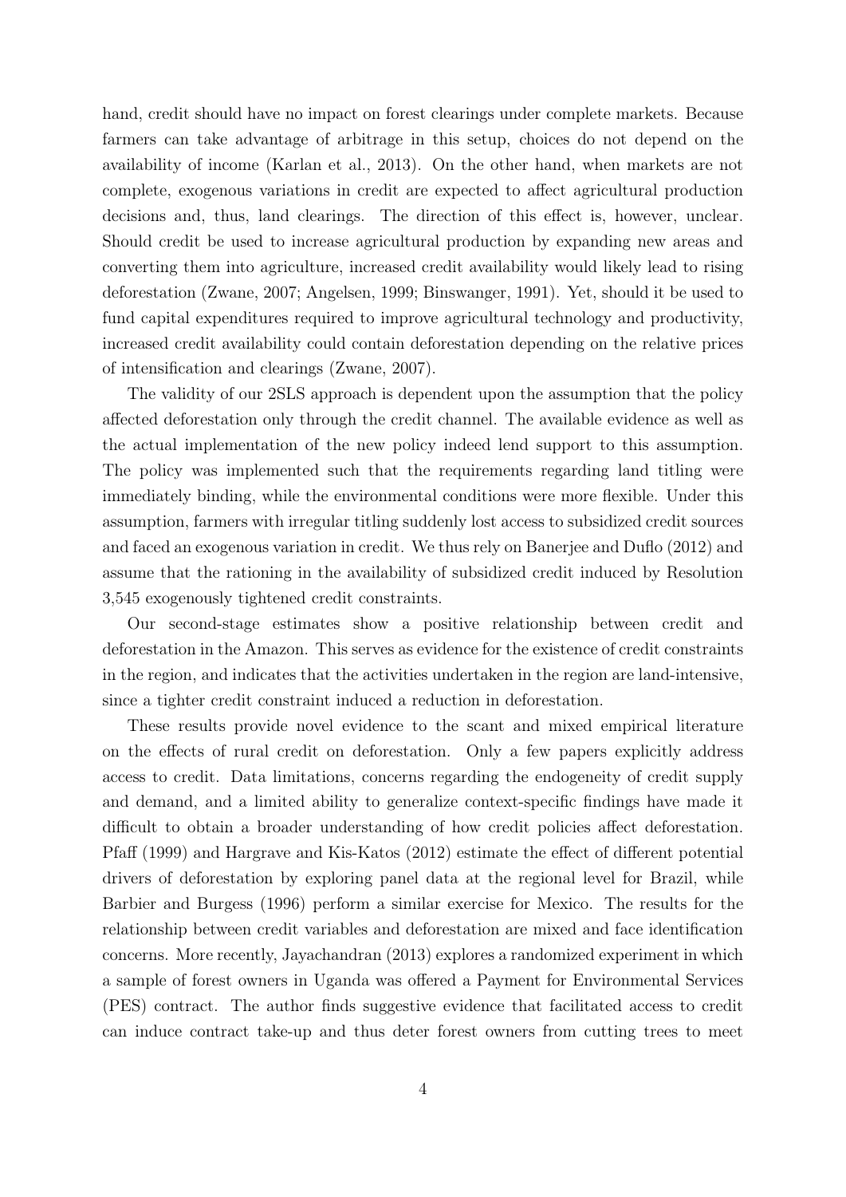hand, credit should have no impact on forest clearings under complete markets. Because farmers can take advantage of arbitrage in this setup, choices do not depend on the availability of income (Karlan et al., 2013). On the other hand, when markets are not complete, exogenous variations in credit are expected to affect agricultural production decisions and, thus, land clearings. The direction of this effect is, however, unclear. Should credit be used to increase agricultural production by expanding new areas and converting them into agriculture, increased credit availability would likely lead to rising deforestation (Zwane, 2007; Angelsen, 1999; Binswanger, 1991). Yet, should it be used to fund capital expenditures required to improve agricultural technology and productivity, increased credit availability could contain deforestation depending on the relative prices of intensification and clearings (Zwane, 2007).

The validity of our 2SLS approach is dependent upon the assumption that the policy affected deforestation only through the credit channel. The available evidence as well as the actual implementation of the new policy indeed lend support to this assumption. The policy was implemented such that the requirements regarding land titling were immediately binding, while the environmental conditions were more flexible. Under this assumption, farmers with irregular titling suddenly lost access to subsidized credit sources and faced an exogenous variation in credit. We thus rely on Banerjee and Duflo (2012) and assume that the rationing in the availability of subsidized credit induced by Resolution 3,545 exogenously tightened credit constraints.

Our second-stage estimates show a positive relationship between credit and deforestation in the Amazon. This serves as evidence for the existence of credit constraints in the region, and indicates that the activities undertaken in the region are land-intensive, since a tighter credit constraint induced a reduction in deforestation.

These results provide novel evidence to the scant and mixed empirical literature on the effects of rural credit on deforestation. Only a few papers explicitly address access to credit. Data limitations, concerns regarding the endogeneity of credit supply and demand, and a limited ability to generalize context-specific findings have made it difficult to obtain a broader understanding of how credit policies affect deforestation. Pfaff (1999) and Hargrave and Kis-Katos (2012) estimate the effect of different potential drivers of deforestation by exploring panel data at the regional level for Brazil, while Barbier and Burgess (1996) perform a similar exercise for Mexico. The results for the relationship between credit variables and deforestation are mixed and face identification concerns. More recently, Jayachandran (2013) explores a randomized experiment in which a sample of forest owners in Uganda was offered a Payment for Environmental Services (PES) contract. The author finds suggestive evidence that facilitated access to credit can induce contract take-up and thus deter forest owners from cutting trees to meet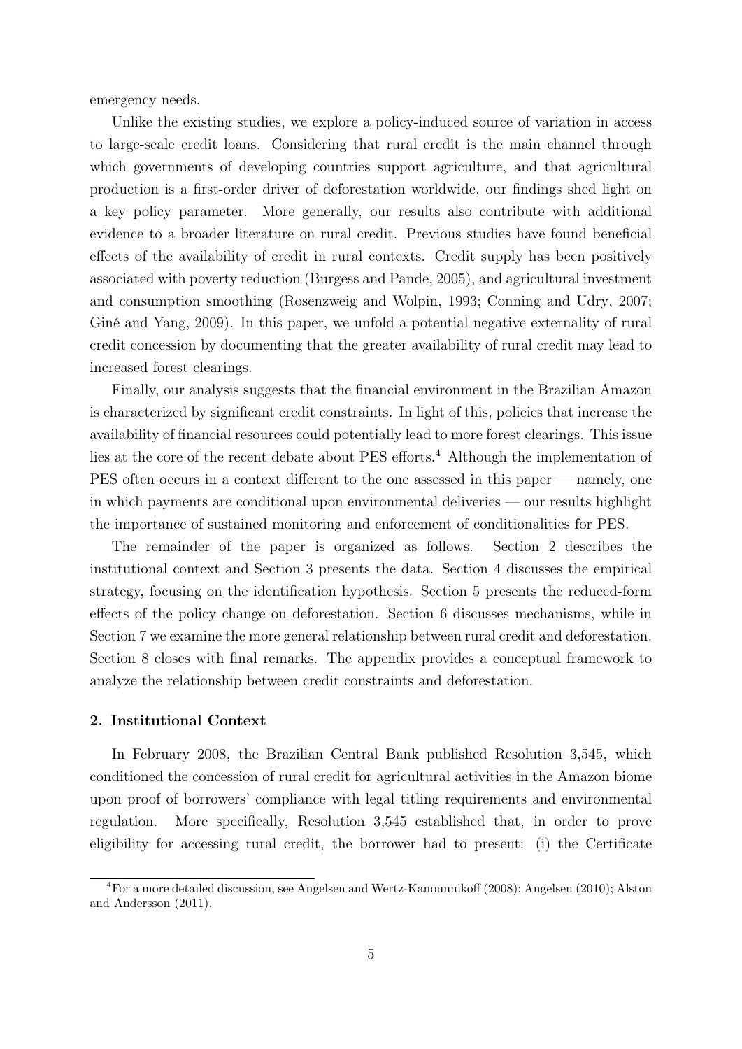emergency needs.

Unlike the existing studies, we explore a policy-induced source of variation in access to large-scale credit loans. Considering that rural credit is the main channel through which governments of developing countries support agriculture, and that agricultural production is a first-order driver of deforestation worldwide, our findings shed light on a key policy parameter. More generally, our results also contribute with additional evidence to a broader literature on rural credit. Previous studies have found beneficial effects of the availability of credit in rural contexts. Credit supply has been positively associated with poverty reduction (Burgess and Pande, 2005), and agricultural investment and consumption smoothing (Rosenzweig and Wolpin, 1993; Conning and Udry, 2007; Giné and Yang, 2009). In this paper, we unfold a potential negative externality of rural credit concession by documenting that the greater availability of rural credit may lead to increased forest clearings.

Finally, our analysis suggests that the financial environment in the Brazilian Amazon is characterized by significant credit constraints. In light of this, policies that increase the availability of financial resources could potentially lead to more forest clearings. This issue lies at the core of the recent debate about PES efforts.[4] Although the implementation of PES often occurs in a context different to the one assessed in this paper — namely, one in which payments are conditional upon environmental deliveries — our results highlight the importance of sustained monitoring and enforcement of conditionalities for PES.

The remainder of the paper is organized as follows. Section 2 describes the institutional context and Section 3 presents the data. Section 4 discusses the empirical strategy, focusing on the identification hypothesis. Section 5 presents the reduced-form effects of the policy change on deforestation. Section 6 discusses mechanisms, while in Section 7 we examine the more general relationship between rural credit and deforestation. Section 8 closes with final remarks. The appendix provides a conceptual framework to analyze the relationship between credit constraints and deforestation.

## 2. Institutional Context

In February 2008, the Brazilian Central Bank published Resolution 3,545, which conditioned the concession of rural credit for agricultural activities in the Amazon biome upon proof of borrowers' compliance with legal titling requirements and environmental regulation. More specifically, Resolution 3,545 established that, in order to prove eligibility for accessing rural credit, the borrower had to present: (i) the Certificate

[4] For a more detailed discussion, see Angelsen and Wertz-Kanounnikoff (2008); Angelsen (2010); Alston and Andersson (2011).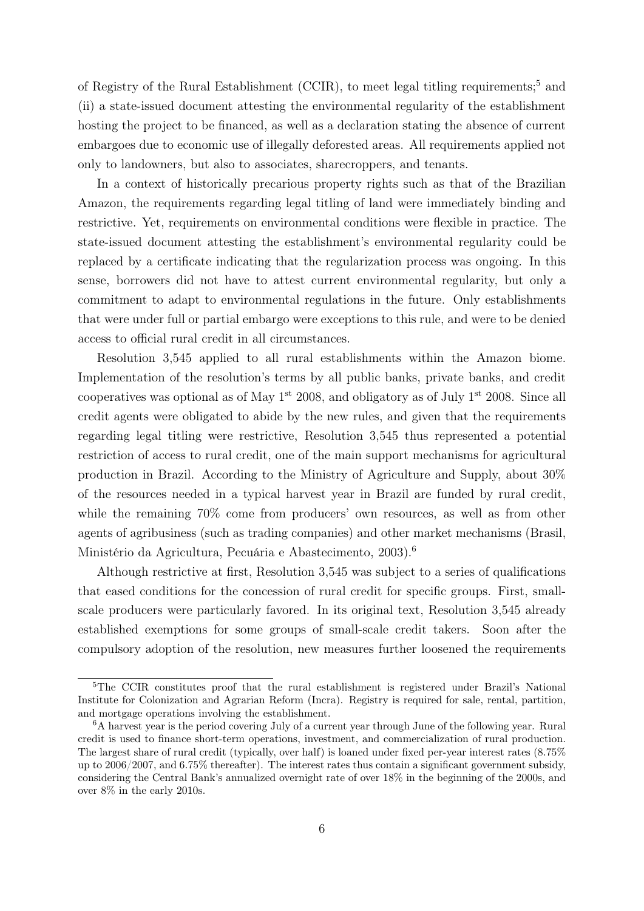of Registry of the Rural Establishment (CCIR), to meet legal titling requirements;[5] and (ii) a state-issued document attesting the environmental regularity of the establishment hosting the project to be financed, as well as a declaration stating the absence of current embargoes due to economic use of illegally deforested areas. All requirements applied not only to landowners, but also to associates, sharecroppers, and tenants.

In a context of historically precarious property rights such as that of the Brazilian Amazon, the requirements regarding legal titling of land were immediately binding and restrictive. Yet, requirements on environmental conditions were flexible in practice. The state-issued document attesting the establishment's environmental regularity could be replaced by a certificate indicating that the regularization process was ongoing. In this sense, borrowers did not have to attest current environmental regularity, but only a commitment to adapt to environmental regulations in the future. Only establishments that were under full or partial embargo were exceptions to this rule, and were to be denied access to official rural credit in all circumstances.

Resolution 3,545 applied to all rural establishments within the Amazon biome. Implementation of the resolution's terms by all public banks, private banks, and credit cooperatives was optional as of May 1st 2008, and obligatory as of July 1st 2008. Since all credit agents were obligated to abide by the new rules, and given that the requirements regarding legal titling were restrictive, Resolution 3,545 thus represented a potential restriction of access to rural credit, one of the main support mechanisms for agricultural production in Brazil. According to the Ministry of Agriculture and Supply, about 30% of the resources needed in a typical harvest year in Brazil are funded by rural credit, while the remaining 70% come from producers' own resources, as well as from other agents of agribusiness (such as trading companies) and other market mechanisms (Brasil, Ministério da Agricultura, Pecuária e Abastecimento, 2003).[6]

Although restrictive at first, Resolution 3,545 was subject to a series of qualifications that eased conditions for the concession of rural credit for specific groups. First, small-scale producers were particularly favored. In its original text, Resolution 3,545 already established exemptions for some groups of small-scale credit takers. Soon after the compulsory adoption of the resolution, new measures further loosened the requirements

[5] The CCIR constitutes proof that the rural establishment is registered under Brazil's National Institute for Colonization and Agrarian Reform (Incra). Registry is required for sale, rental, partition, and mortgage operations involving the establishment.

[6] A harvest year is the period covering July of a current year through June of the following year. Rural credit is used to finance short-term operations, investment, and commercialization of rural production. The largest share of rural credit (typically, over half) is loaned under fixed per-year interest rates (8.75% up to 2006/2007, and 6.75% thereafter). The interest rates thus contain a significant government subsidy, considering the Central Bank's annualized overnight rate of over 18% in the beginning of the 2000s, and over 8% in the early 2010s.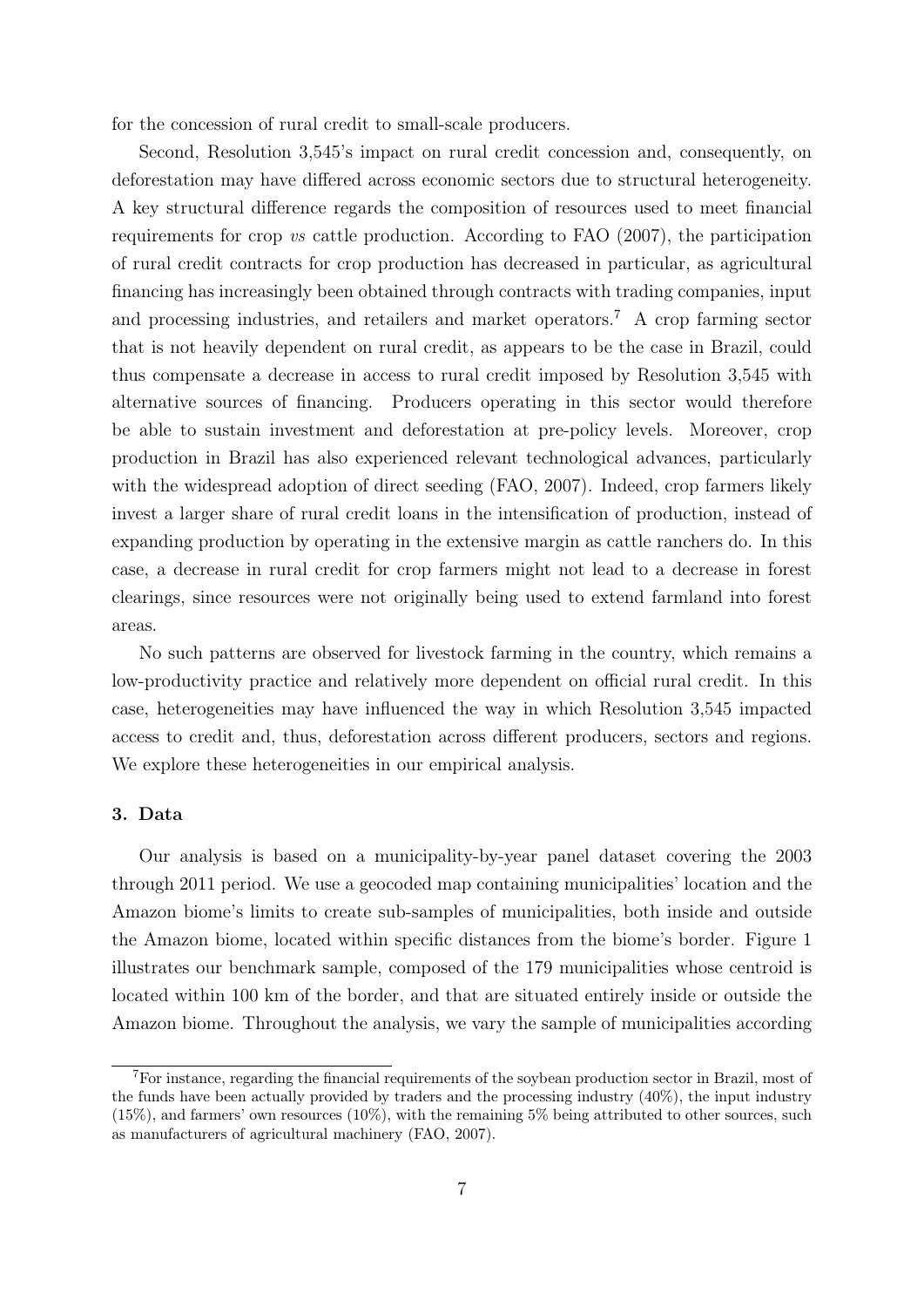for the concession of rural credit to small-scale producers.

Second, Resolution 3,545's impact on rural credit concession and, consequently, on deforestation may have differed across economic sectors due to structural heterogeneity. A key structural difference regards the composition of resources used to meet financial requirements for crop *vs* cattle production. According to FAO (2007), the participation of rural credit contracts for crop production has decreased in particular, as agricultural financing has increasingly been obtained through contracts with trading companies, input and processing industries, and retailers and market operators.[7] A crop farming sector that is not heavily dependent on rural credit, as appears to be the case in Brazil, could thus compensate a decrease in access to rural credit imposed by Resolution 3,545 with alternative sources of financing. Producers operating in this sector would therefore be able to sustain investment and deforestation at pre-policy levels. Moreover, crop production in Brazil has also experienced relevant technological advances, particularly with the widespread adoption of direct seeding (FAO, 2007). Indeed, crop farmers likely invest a larger share of rural credit loans in the intensification of production, instead of expanding production by operating in the extensive margin as cattle ranchers do. In this case, a decrease in rural credit for crop farmers might not lead to a decrease in forest clearings, since resources were not originally being used to extend farmland into forest areas.

No such patterns are observed for livestock farming in the country, which remains a low-productivity practice and relatively more dependent on official rural credit. In this case, heterogeneities may have influenced the way in which Resolution 3,545 impacted access to credit and, thus, deforestation across different producers, sectors and regions. We explore these heterogeneities in our empirical analysis.

### 3. Data

Our analysis is based on a municipality-by-year panel dataset covering the 2003 through 2011 period. We use a geocoded map containing municipalities' location and the Amazon biome's limits to create sub-samples of municipalities, both inside and outside the Amazon biome, located within specific distances from the biome's border. Figure 1 illustrates our benchmark sample, composed of the 179 municipalities whose centroid is located within 100 km of the border, and that are situated entirely inside or outside the Amazon biome. Throughout the analysis, we vary the sample of municipalities according

[7] For instance, regarding the financial requirements of the soybean production sector in Brazil, most of the funds have been actually provided by traders and the processing industry (40%), the input industry (15%), and farmers' own resources (10%), with the remaining 5% being attributed to other sources, such as manufacturers of agricultural machinery (FAO, 2007).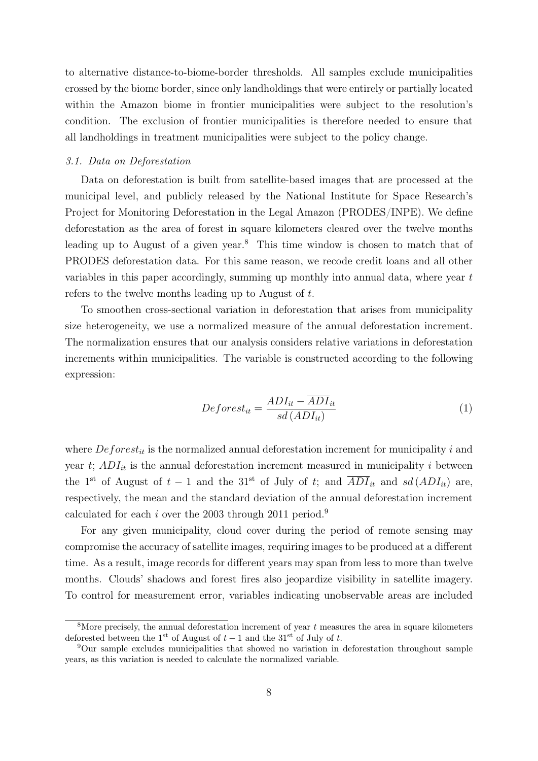to alternative distance-to-biome-border thresholds. All samples exclude municipalities crossed by the biome border, since only landholdings that were entirely or partially located within the Amazon biome in frontier municipalities were subject to the resolution's condition. The exclusion of frontier municipalities is therefore needed to ensure that all landholdings in treatment municipalities were subject to the policy change.

### *3.1. Data on Deforestation*

Data on deforestation is built from satellite-based images that are processed at the municipal level, and publicly released by the National Institute for Space Research's Project for Monitoring Deforestation in the Legal Amazon (PRODES/INPE). We define deforestation as the area of forest in square kilometers cleared over the twelve months leading up to August of a given year.[8] This time window is chosen to match that of PRODES deforestation data. For this same reason, we recode credit loans and all other variables in this paper accordingly, summing up monthly into annual data, where year $t$ refers to the twelve months leading up to August of $t$.

To smoothen cross-sectional variation in deforestation that arises from municipality size heterogeneity, we use a normalized measure of the annual deforestation increment. The normalization ensures that our analysis considers relative variations in deforestation increments within municipalities. The variable is constructed according to the following expression:

$$Deforest_{it} = \frac{ADI_{it} - \overline{ADI}_{it}}{sd\left(ADI_{it}\right)} \tag{1}$$

where $Deforest_{it}$ is the normalized annual deforestation increment for municipality $i$ and year $t$; $ADI_{it}$ is the annual deforestation increment measured in municipality $i$ between the 1[st] of August of $t-1$ and the 31[st] of July of $t$; and $\overline{ADI}_{it}$ and $sd\left(ADI_{it}\right)$ are, respectively, the mean and the standard deviation of the annual deforestation increment calculated for each $i$ over the 2003 through 2011 period.[9]

For any given municipality, cloud cover during the period of remote sensing may compromise the accuracy of satellite images, requiring images to be produced at a different time. As a result, image records for different years may span from less to more than twelve months. Clouds' shadows and forest fires also jeopardize visibility in satellite imagery. To control for measurement error, variables indicating unobservable areas are included

[8] More precisely, the annual deforestation increment of year $t$ measures the area in square kilometers deforested between the 1[st] of August of $t-1$ and the 31[st] of July of $t$.

[9] Our sample excludes municipalities that showed no variation in deforestation throughout sample years, as this variation is needed to calculate the normalized variable.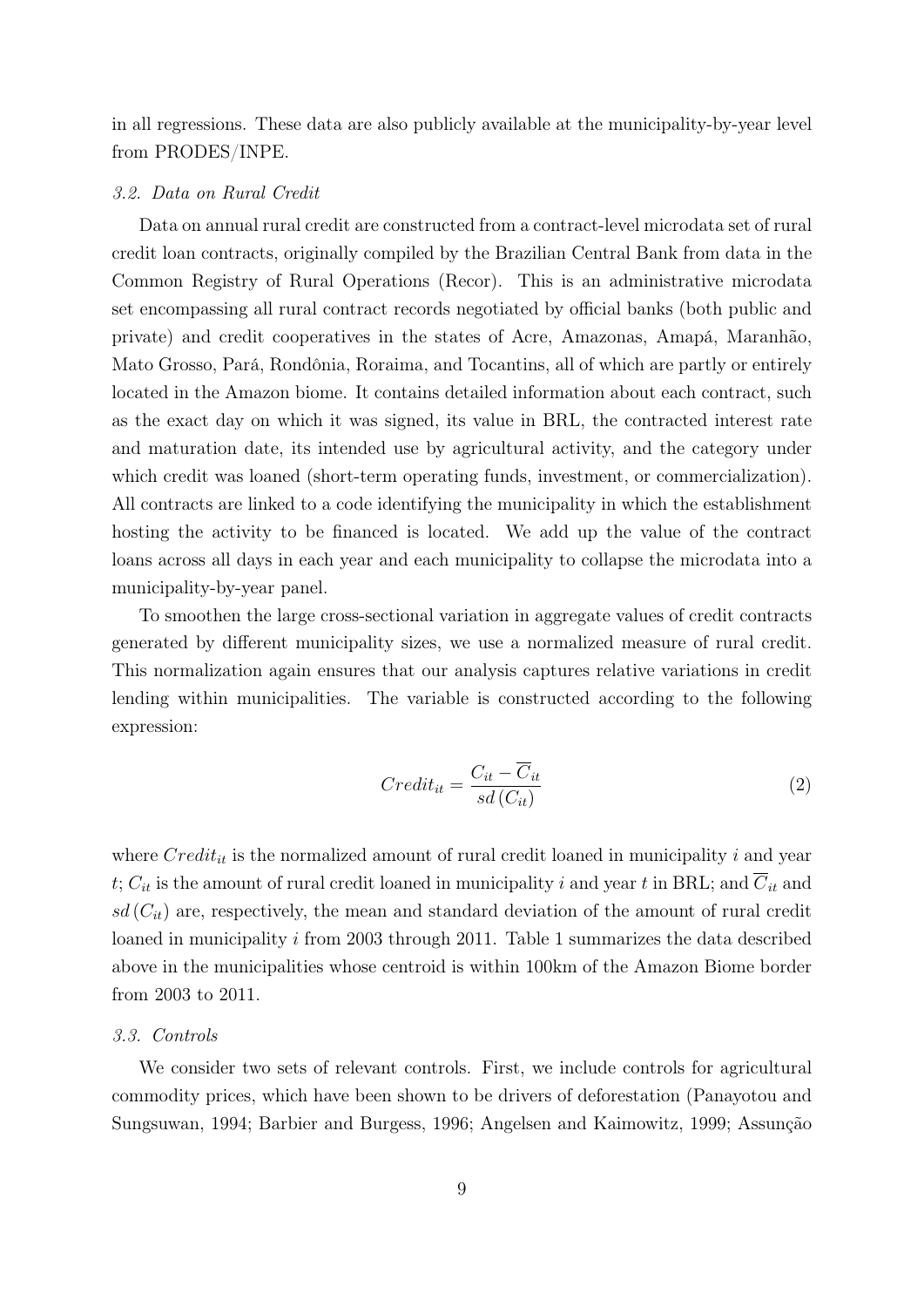in all regressions. These data are also publicly available at the municipality-by-year level from PRODES/INPE.

### *3.2. Data on Rural Credit*

Data on annual rural credit are constructed from a contract-level microdata set of rural credit loan contracts, originally compiled by the Brazilian Central Bank from data in the Common Registry of Rural Operations (Recor). This is an administrative microdata set encompassing all rural contract records negotiated by official banks (both public and private) and credit cooperatives in the states of Acre, Amazonas, Amapá, Maranhão, Mato Grosso, Pará, Rondônia, Roraima, and Tocantins, all of which are partly or entirely located in the Amazon biome. It contains detailed information about each contract, such as the exact day on which it was signed, its value in BRL, the contracted interest rate and maturation date, its intended use by agricultural activity, and the category under which credit was loaned (short-term operating funds, investment, or commercialization). All contracts are linked to a code identifying the municipality in which the establishment hosting the activity to be financed is located. We add up the value of the contract loans across all days in each year and each municipality to collapse the microdata into a municipality-by-year panel.

To smoothen the large cross-sectional variation in aggregate values of credit contracts generated by different municipality sizes, we use a normalized measure of rural credit. This normalization again ensures that our analysis captures relative variations in credit lending within municipalities. The variable is constructed according to the following expression:

$$Credit_{it} = \frac{C_{it} - \overline{C}_{it}}{sd\left(C_{it}\right)} \tag{2}$$

where $Credit_{it}$ is the normalized amount of rural credit loaned in municipality $i$ and year $t$; $C_{it}$ is the amount of rural credit loaned in municipality $i$ and year $t$ in BRL; and $\overline{C}_{it}$ and $sd\left(C_{it}\right)$ are, respectively, the mean and standard deviation of the amount of rural credit loaned in municipality $i$ from 2003 through 2011. Table 1 summarizes the data described above in the municipalities whose centroid is within 100km of the Amazon Biome border from 2003 to 2011.

### *3.3. Controls*

We consider two sets of relevant controls. First, we include controls for agricultural commodity prices, which have been shown to be drivers of deforestation (Panayotou and Sungsuwan, 1994; Barbier and Burgess, 1996; Angelsen and Kaimowitz, 1999; Assunção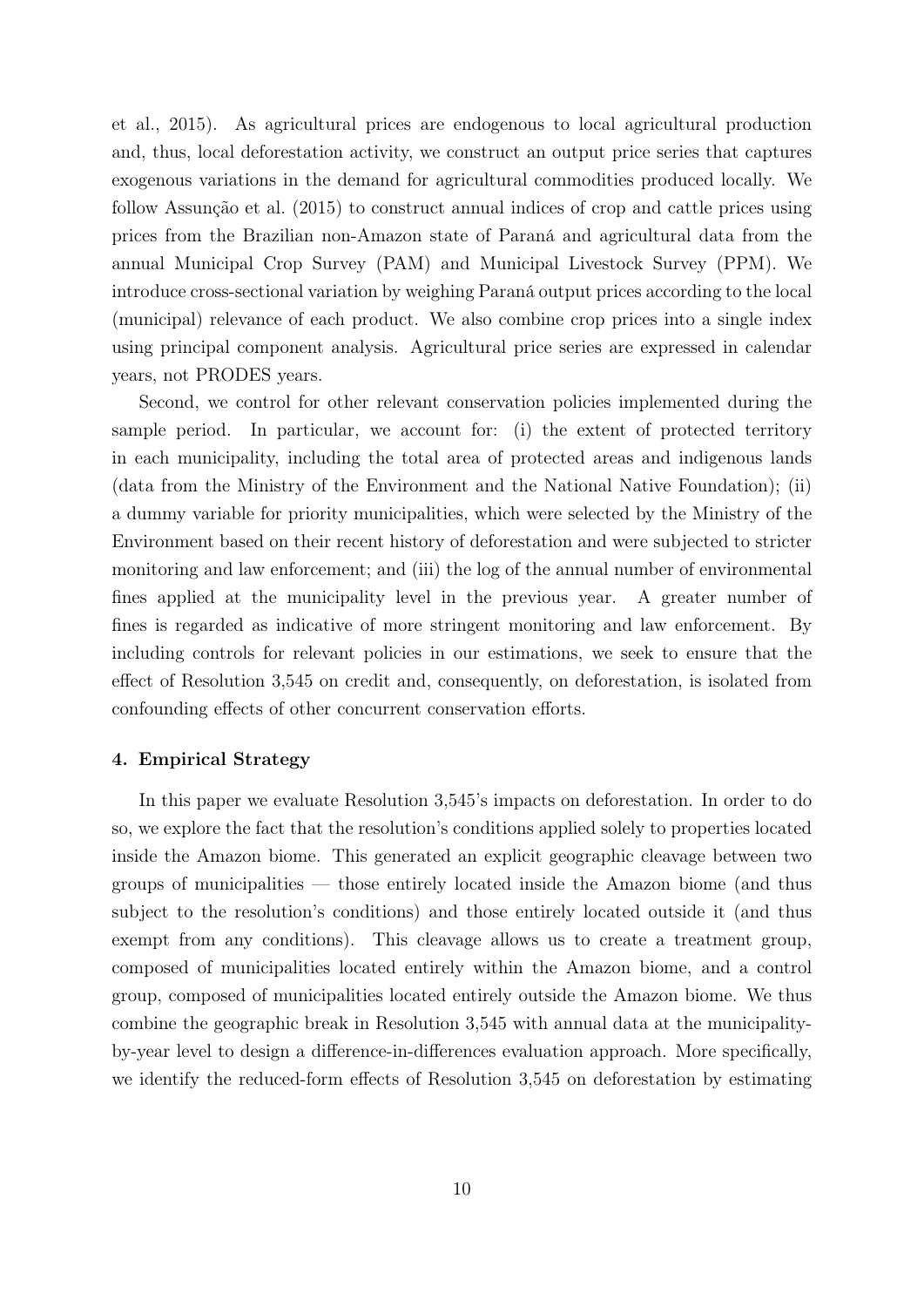et al., 2015). As agricultural prices are endogenous to local agricultural production and, thus, local deforestation activity, we construct an output price series that captures exogenous variations in the demand for agricultural commodities produced locally. We follow Assunção et al. (2015) to construct annual indices of crop and cattle prices using prices from the Brazilian non-Amazon state of Paraná and agricultural data from the annual Municipal Crop Survey (PAM) and Municipal Livestock Survey (PPM). We introduce cross-sectional variation by weighing Paraná output prices according to the local (municipal) relevance of each product. We also combine crop prices into a single index using principal component analysis. Agricultural price series are expressed in calendar years, not PRODES years.

Second, we control for other relevant conservation policies implemented during the sample period. In particular, we account for: (i) the extent of protected territory in each municipality, including the total area of protected areas and indigenous lands (data from the Ministry of the Environment and the National Native Foundation); (ii) a dummy variable for priority municipalities, which were selected by the Ministry of the Environment based on their recent history of deforestation and were subjected to stricter monitoring and law enforcement; and (iii) the log of the annual number of environmental fines applied at the municipality level in the previous year. A greater number of fines is regarded as indicative of more stringent monitoring and law enforcement. By including controls for relevant policies in our estimations, we seek to ensure that the effect of Resolution 3,545 on credit and, consequently, on deforestation, is isolated from confounding effects of other concurrent conservation efforts.

#### 4. Empirical Strategy

In this paper we evaluate Resolution 3,545's impacts on deforestation. In order to do so, we explore the fact that the resolution's conditions applied solely to properties located inside the Amazon biome. This generated an explicit geographic cleavage between two groups of municipalities — those entirely located inside the Amazon biome (and thus subject to the resolution's conditions) and those entirely located outside it (and thus exempt from any conditions). This cleavage allows us to create a treatment group, composed of municipalities located entirely within the Amazon biome, and a control group, composed of municipalities located entirely outside the Amazon biome. We thus combine the geographic break in Resolution 3,545 with annual data at the municipality-by-year level to design a difference-in-differences evaluation approach. More specifically, we identify the reduced-form effects of Resolution 3,545 on deforestation by estimating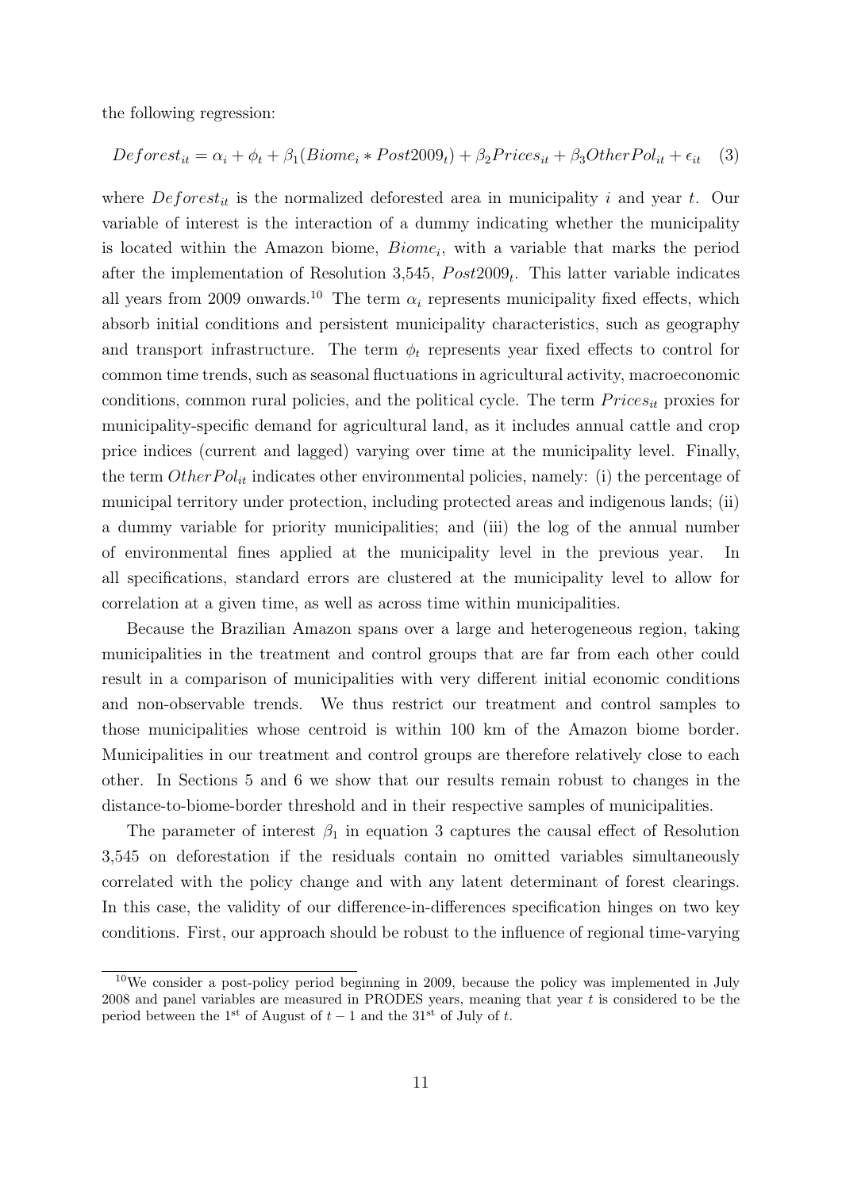the following regression:

$$Deforest_{it} = \alpha_i + \phi_t + \beta_1(Biome_i * Post2009_t) + \beta_2 Prices_{it} + \beta_3 OtherPol_{it} + \epsilon_{it} \quad (3)$$

where $Deforest_{it}$ is the normalized deforested area in municipality $i$ and year $t$. Our variable of interest is the interaction of a dummy indicating whether the municipality is located within the Amazon biome, $Biome_i$, with a variable that marks the period after the implementation of Resolution 3,545, $Post2009_t$. This latter variable indicates all years from 2009 onwards.[10] The term $\alpha_i$ represents municipality fixed effects, which absorb initial conditions and persistent municipality characteristics, such as geography and transport infrastructure. The term $\phi_t$ represents year fixed effects to control for common time trends, such as seasonal fluctuations in agricultural activity, macroeconomic conditions, common rural policies, and the political cycle. The term $Prices_{it}$ proxies for municipality-specific demand for agricultural land, as it includes annual cattle and crop price indices (current and lagged) varying over time at the municipality level. Finally, the term $OtherPol_{it}$ indicates other environmental policies, namely: (i) the percentage of municipal territory under protection, including protected areas and indigenous lands; (ii) a dummy variable for priority municipalities; and (iii) the log of the annual number of environmental fines applied at the municipality level in the previous year. In all specifications, standard errors are clustered at the municipality level to allow for correlation at a given time, as well as across time within municipalities.

Because the Brazilian Amazon spans over a large and heterogeneous region, taking municipalities in the treatment and control groups that are far from each other could result in a comparison of municipalities with very different initial economic conditions and non-observable trends. We thus restrict our treatment and control samples to those municipalities whose centroid is within 100 km of the Amazon biome border. Municipalities in our treatment and control groups are therefore relatively close to each other. In Sections 5 and 6 we show that our results remain robust to changes in the distance-to-biome-border threshold and in their respective samples of municipalities.

The parameter of interest $\beta_1$ in equation 3 captures the causal effect of Resolution 3,545 on deforestation if the residuals contain no omitted variables simultaneously correlated with the policy change and with any latent determinant of forest clearings. In this case, the validity of our difference-in-differences specification hinges on two key conditions. First, our approach should be robust to the influence of regional time-varying

[10] We consider a post-policy period beginning in 2009, because the policy was implemented in July 2008 and panel variables are measured in PRODES years, meaning that year $t$ is considered to be the period between the 1st of August of $t-1$ and the 31st of July of $t$.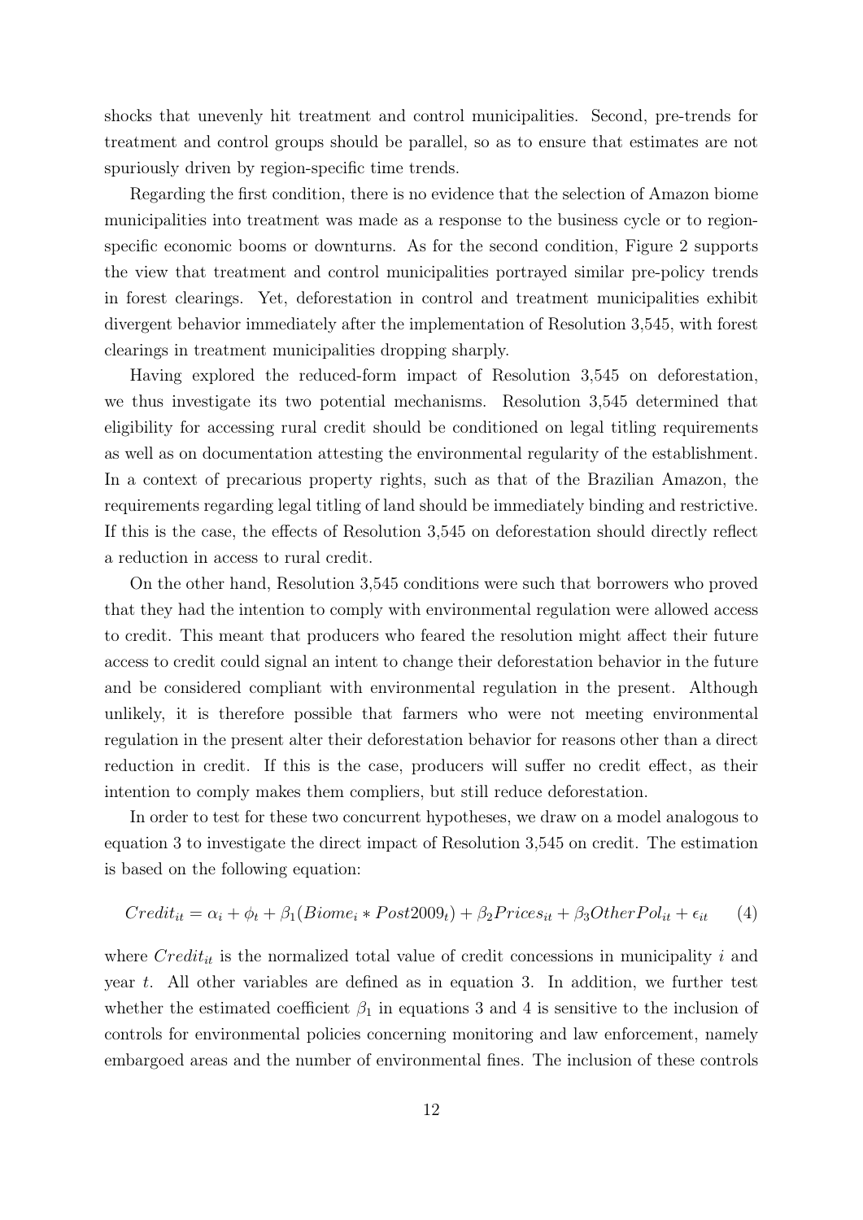shocks that unevenly hit treatment and control municipalities. Second, pre-trends for treatment and control groups should be parallel, so as to ensure that estimates are not spuriously driven by region-specific time trends.

Regarding the first condition, there is no evidence that the selection of Amazon biome municipalities into treatment was made as a response to the business cycle or to region-specific economic booms or downturns. As for the second condition, Figure 2 supports the view that treatment and control municipalities portrayed similar pre-policy trends in forest clearings. Yet, deforestation in control and treatment municipalities exhibit divergent behavior immediately after the implementation of Resolution 3,545, with forest clearings in treatment municipalities dropping sharply.

Having explored the reduced-form impact of Resolution 3,545 on deforestation, we thus investigate its two potential mechanisms. Resolution 3,545 determined that eligibility for accessing rural credit should be conditioned on legal titling requirements as well as on documentation attesting the environmental regularity of the establishment. In a context of precarious property rights, such as that of the Brazilian Amazon, the requirements regarding legal titling of land should be immediately binding and restrictive. If this is the case, the effects of Resolution 3,545 on deforestation should directly reflect a reduction in access to rural credit.

On the other hand, Resolution 3,545 conditions were such that borrowers who proved that they had the intention to comply with environmental regulation were allowed access to credit. This meant that producers who feared the resolution might affect their future access to credit could signal an intent to change their deforestation behavior in the future and be considered compliant with environmental regulation in the present. Although unlikely, it is therefore possible that farmers who were not meeting environmental regulation in the present alter their deforestation behavior for reasons other than a direct reduction in credit. If this is the case, producers will suffer no credit effect, as their intention to comply makes them compliers, but still reduce deforestation.

In order to test for these two concurrent hypotheses, we draw on a model analogous to equation 3 to investigate the direct impact of Resolution 3,545 on credit. The estimation is based on the following equation:

$$Credit_{it} = \alpha_i + \phi_t + \beta_1(Biome_i * Post2009_t) + \beta_2 Prices_{it} + \beta_3 OtherPol_{it} + \epsilon_{it} \qquad (4)$$

where $Credit_{it}$ is the normalized total value of credit concessions in municipality $i$ and year $t$. All other variables are defined as in equation 3. In addition, we further test whether the estimated coefficient $\beta_1$ in equations 3 and 4 is sensitive to the inclusion of controls for environmental policies concerning monitoring and law enforcement, namely embargoed areas and the number of environmental fines. The inclusion of these controls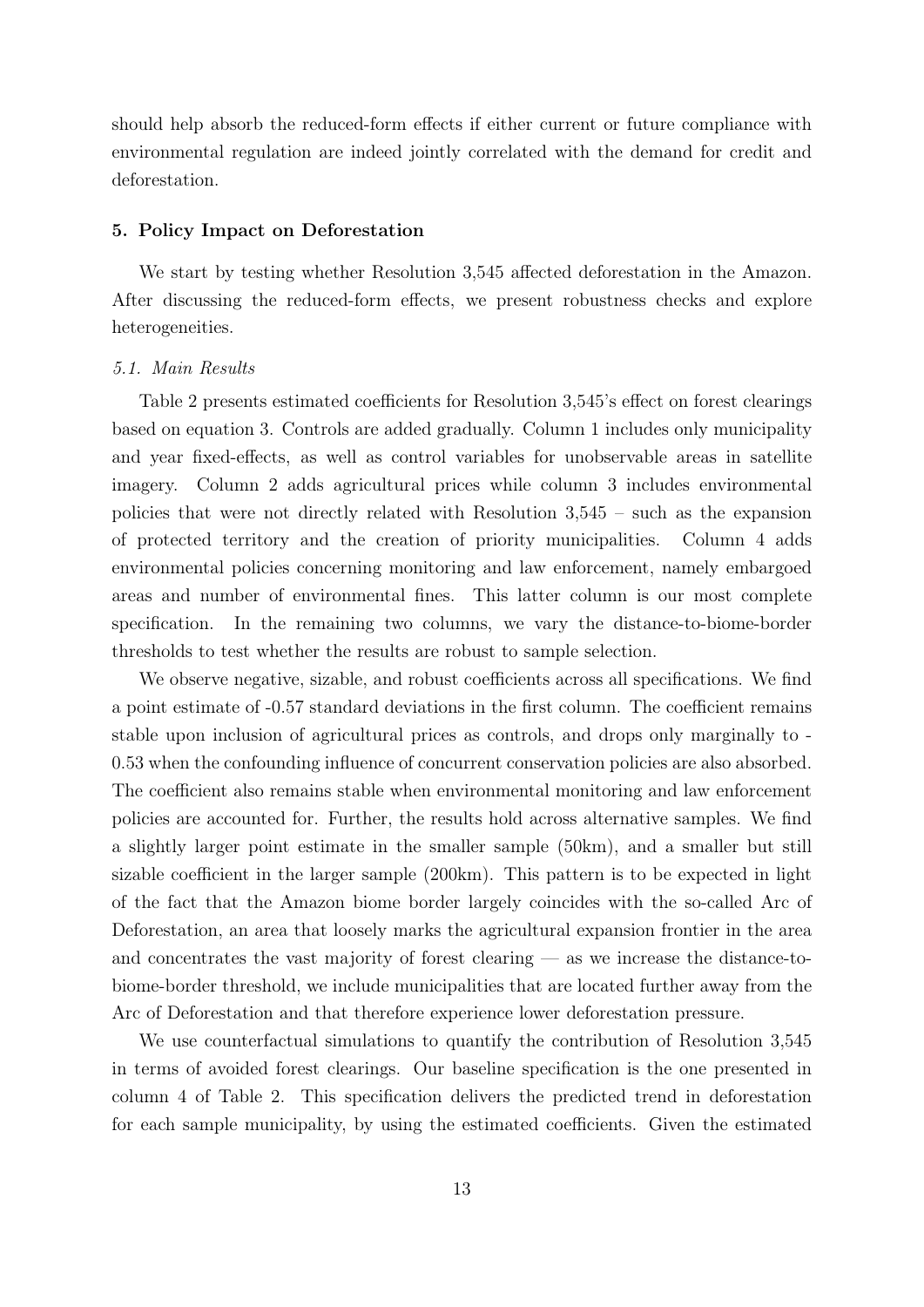should help absorb the reduced-form effects if either current or future compliance with environmental regulation are indeed jointly correlated with the demand for credit and deforestation.

## 5. Policy Impact on Deforestation

We start by testing whether Resolution 3,545 affected deforestation in the Amazon. After discussing the reduced-form effects, we present robustness checks and explore heterogeneities.

### *5.1. Main Results*

Table 2 presents estimated coefficients for Resolution 3,545's effect on forest clearings based on equation 3. Controls are added gradually. Column 1 includes only municipality and year fixed-effects, as well as control variables for unobservable areas in satellite imagery. Column 2 adds agricultural prices while column 3 includes environmental policies that were not directly related with Resolution 3,545 – such as the expansion of protected territory and the creation of priority municipalities. Column 4 adds environmental policies concerning monitoring and law enforcement, namely embargoed areas and number of environmental fines. This latter column is our most complete specification. In the remaining two columns, we vary the distance-to-biome-border thresholds to test whether the results are robust to sample selection.

We observe negative, sizable, and robust coefficients across all specifications. We find a point estimate of -0.57 standard deviations in the first column. The coefficient remains stable upon inclusion of agricultural prices as controls, and drops only marginally to -0.53 when the confounding influence of concurrent conservation policies are also absorbed. The coefficient also remains stable when environmental monitoring and law enforcement policies are accounted for. Further, the results hold across alternative samples. We find a slightly larger point estimate in the smaller sample (50km), and a smaller but still sizable coefficient in the larger sample (200km). This pattern is to be expected in light of the fact that the Amazon biome border largely coincides with the so-called Arc of Deforestation, an area that loosely marks the agricultural expansion frontier in the area and concentrates the vast majority of forest clearing — as we increase the distance-to-biome-border threshold, we include municipalities that are located further away from the Arc of Deforestation and that therefore experience lower deforestation pressure.

We use counterfactual simulations to quantify the contribution of Resolution 3,545 in terms of avoided forest clearings. Our baseline specification is the one presented in column 4 of Table 2. This specification delivers the predicted trend in deforestation for each sample municipality, by using the estimated coefficients. Given the estimated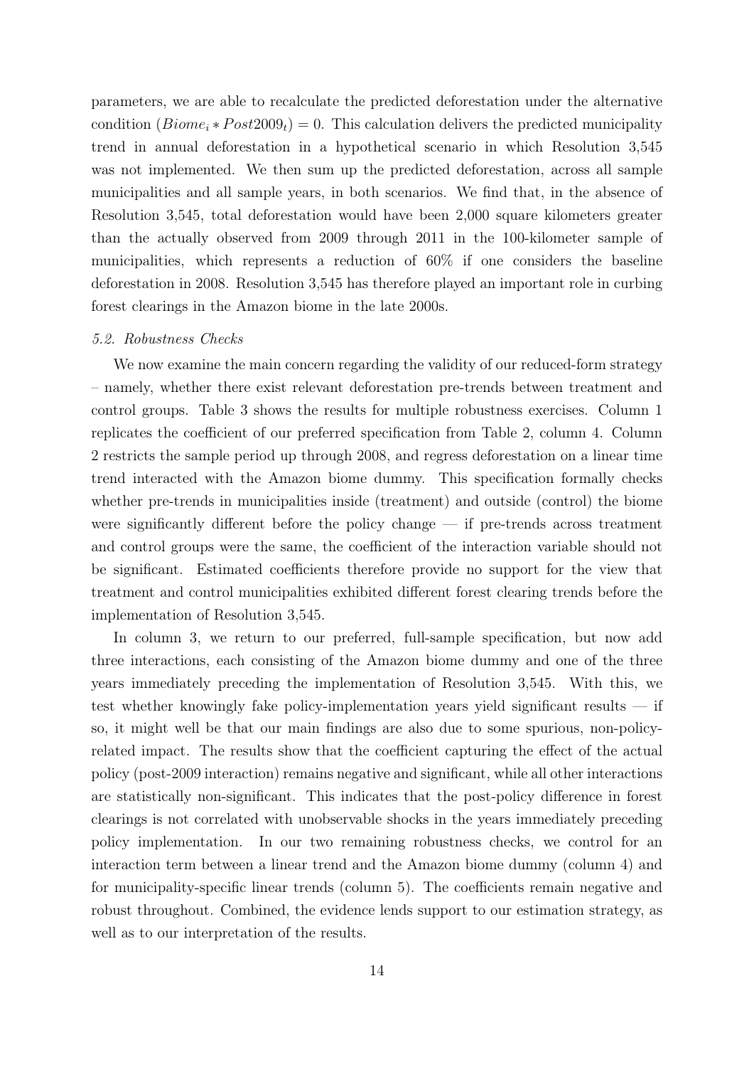parameters, we are able to recalculate the predicted deforestation under the alternative condition $(Biome_i * Post2009_t) = 0$. This calculation delivers the predicted municipality trend in annual deforestation in a hypothetical scenario in which Resolution 3,545 was not implemented. We then sum up the predicted deforestation, across all sample municipalities and all sample years, in both scenarios. We find that, in the absence of Resolution 3,545, total deforestation would have been 2,000 square kilometers greater than the actually observed from 2009 through 2011 in the 100-kilometer sample of municipalities, which represents a reduction of 60% if one considers the baseline deforestation in 2008. Resolution 3,545 has therefore played an important role in curbing forest clearings in the Amazon biome in the late 2000s.

### *5.2. Robustness Checks*

We now examine the main concern regarding the validity of our reduced-form strategy – namely, whether there exist relevant deforestation pre-trends between treatment and control groups. Table 3 shows the results for multiple robustness exercises. Column 1 replicates the coefficient of our preferred specification from Table 2, column 4. Column 2 restricts the sample period up through 2008, and regress deforestation on a linear time trend interacted with the Amazon biome dummy. This specification formally checks whether pre-trends in municipalities inside (treatment) and outside (control) the biome were significantly different before the policy change — if pre-trends across treatment and control groups were the same, the coefficient of the interaction variable should not be significant. Estimated coefficients therefore provide no support for the view that treatment and control municipalities exhibited different forest clearing trends before the implementation of Resolution 3,545.

In column 3, we return to our preferred, full-sample specification, but now add three interactions, each consisting of the Amazon biome dummy and one of the three years immediately preceding the implementation of Resolution 3,545. With this, we test whether knowingly fake policy-implementation years yield significant results — if so, it might well be that our main findings are also due to some spurious, non-policy-related impact. The results show that the coefficient capturing the effect of the actual policy (post-2009 interaction) remains negative and significant, while all other interactions are statistically non-significant. This indicates that the post-policy difference in forest clearings is not correlated with unobservable shocks in the years immediately preceding policy implementation. In our two remaining robustness checks, we control for an interaction term between a linear trend and the Amazon biome dummy (column 4) and for municipality-specific linear trends (column 5). The coefficients remain negative and robust throughout. Combined, the evidence lends support to our estimation strategy, as well as to our interpretation of the results.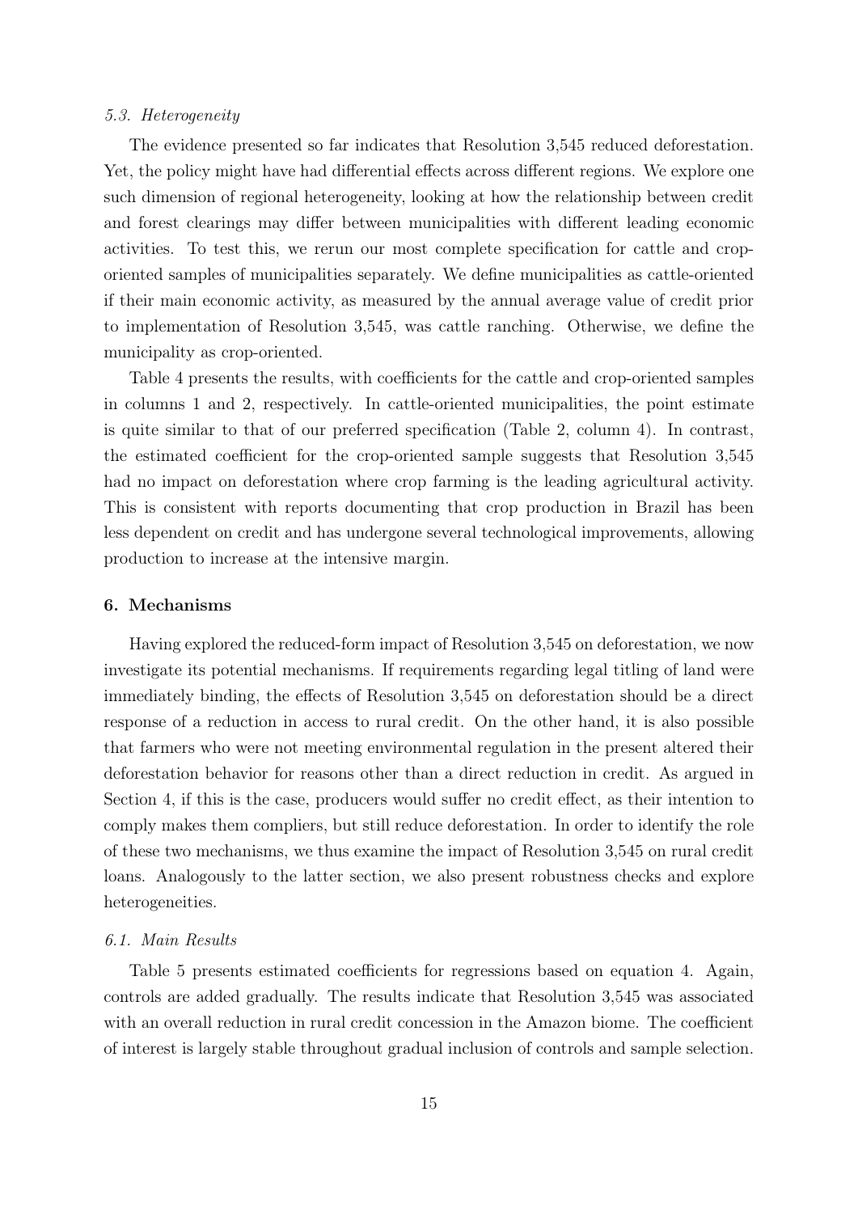### *5.3. Heterogeneity*

The evidence presented so far indicates that Resolution 3,545 reduced deforestation. Yet, the policy might have had differential effects across different regions. We explore one such dimension of regional heterogeneity, looking at how the relationship between credit and forest clearings may differ between municipalities with different leading economic activities. To test this, we rerun our most complete specification for cattle and crop-oriented samples of municipalities separately. We define municipalities as cattle-oriented if their main economic activity, as measured by the annual average value of credit prior to implementation of Resolution 3,545, was cattle ranching. Otherwise, we define the municipality as crop-oriented.

Table 4 presents the results, with coefficients for the cattle and crop-oriented samples in columns 1 and 2, respectively. In cattle-oriented municipalities, the point estimate is quite similar to that of our preferred specification (Table 2, column 4). In contrast, the estimated coefficient for the crop-oriented sample suggests that Resolution 3,545 had no impact on deforestation where crop farming is the leading agricultural activity. This is consistent with reports documenting that crop production in Brazil has been less dependent on credit and has undergone several technological improvements, allowing production to increase at the intensive margin.

## **6. Mechanisms**

Having explored the reduced-form impact of Resolution 3,545 on deforestation, we now investigate its potential mechanisms. If requirements regarding legal titling of land were immediately binding, the effects of Resolution 3,545 on deforestation should be a direct response of a reduction in access to rural credit. On the other hand, it is also possible that farmers who were not meeting environmental regulation in the present altered their deforestation behavior for reasons other than a direct reduction in credit. As argued in Section 4, if this is the case, producers would suffer no credit effect, as their intention to comply makes them compliers, but still reduce deforestation. In order to identify the role of these two mechanisms, we thus examine the impact of Resolution 3,545 on rural credit loans. Analogously to the latter section, we also present robustness checks and explore heterogeneities.

### *6.1. Main Results*

Table 5 presents estimated coefficients for regressions based on equation 4. Again, controls are added gradually. The results indicate that Resolution 3,545 was associated with an overall reduction in rural credit concession in the Amazon biome. The coefficient of interest is largely stable throughout gradual inclusion of controls and sample selection.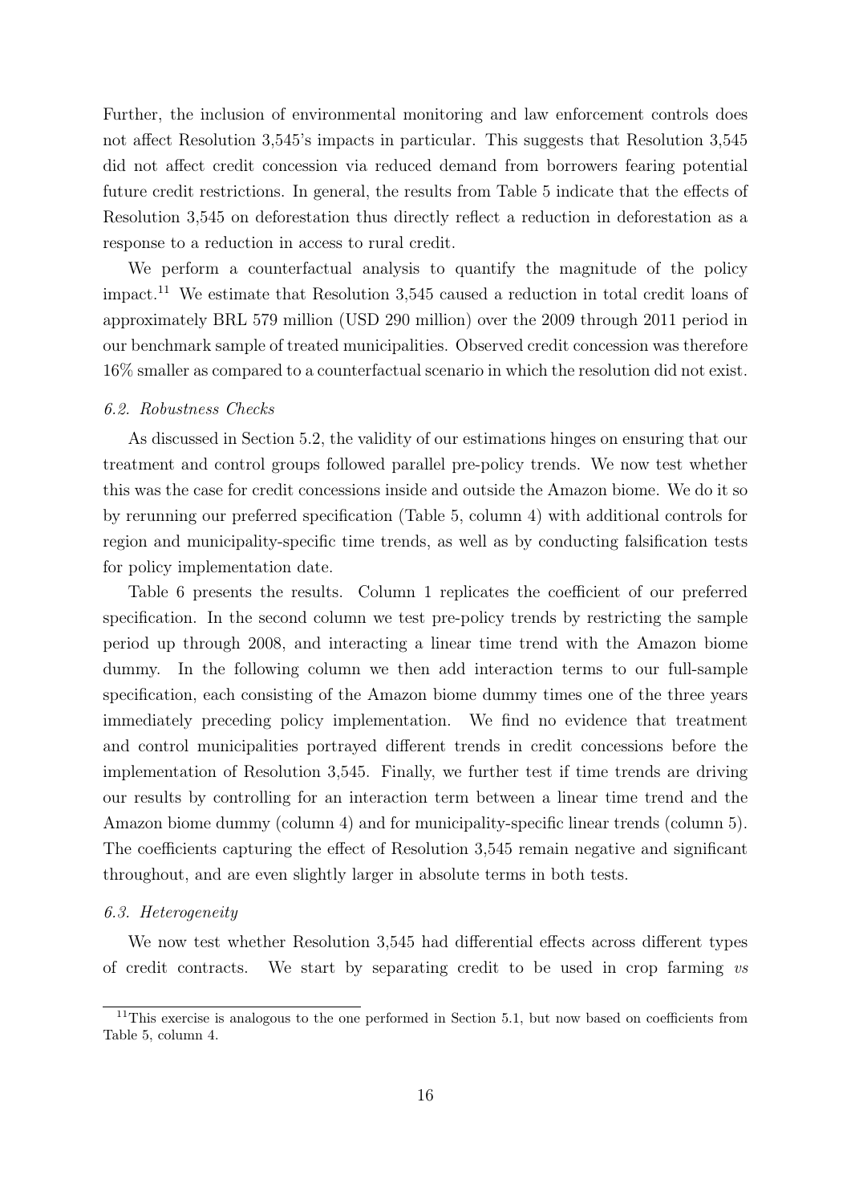Further, the inclusion of environmental monitoring and law enforcement controls does not affect Resolution 3,545's impacts in particular. This suggests that Resolution 3,545 did not affect credit concession via reduced demand from borrowers fearing potential future credit restrictions. In general, the results from Table 5 indicate that the effects of Resolution 3,545 on deforestation thus directly reflect a reduction in deforestation as a response to a reduction in access to rural credit.

We perform a counterfactual analysis to quantify the magnitude of the policy impact.[11] We estimate that Resolution 3,545 caused a reduction in total credit loans of approximately BRL 579 million (USD 290 million) over the 2009 through 2011 period in our benchmark sample of treated municipalities. Observed credit concession was therefore 16% smaller as compared to a counterfactual scenario in which the resolution did not exist.

### *6.2. Robustness Checks*

As discussed in Section 5.2, the validity of our estimations hinges on ensuring that our treatment and control groups followed parallel pre-policy trends. We now test whether this was the case for credit concessions inside and outside the Amazon biome. We do it so by rerunning our preferred specification (Table 5, column 4) with additional controls for region and municipality-specific time trends, as well as by conducting falsification tests for policy implementation date.

Table 6 presents the results. Column 1 replicates the coefficient of our preferred specification. In the second column we test pre-policy trends by restricting the sample period up through 2008, and interacting a linear time trend with the Amazon biome dummy. In the following column we then add interaction terms to our full-sample specification, each consisting of the Amazon biome dummy times one of the three years immediately preceding policy implementation. We find no evidence that treatment and control municipalities portrayed different trends in credit concessions before the implementation of Resolution 3,545. Finally, we further test if time trends are driving our results by controlling for an interaction term between a linear time trend and the Amazon biome dummy (column 4) and for municipality-specific linear trends (column 5). The coefficients capturing the effect of Resolution 3,545 remain negative and significant throughout, and are even slightly larger in absolute terms in both tests.

### *6.3. Heterogeneity*

We now test whether Resolution 3,545 had differential effects across different types of credit contracts. We start by separating credit to be used in crop farming *vs*

[11] This exercise is analogous to the one performed in Section 5.1, but now based on coefficients from Table 5, column 4.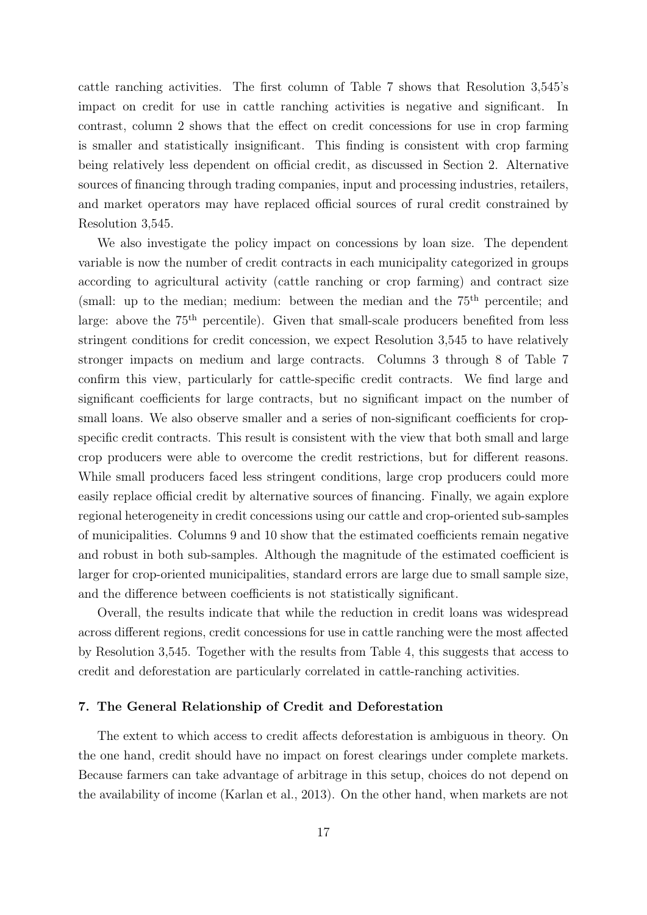cattle ranching activities. The first column of Table 7 shows that Resolution 3,545's impact on credit for use in cattle ranching activities is negative and significant. In contrast, column 2 shows that the effect on credit concessions for use in crop farming is smaller and statistically insignificant. This finding is consistent with crop farming being relatively less dependent on official credit, as discussed in Section 2. Alternative sources of financing through trading companies, input and processing industries, retailers, and market operators may have replaced official sources of rural credit constrained by Resolution 3,545.

We also investigate the policy impact on concessions by loan size. The dependent variable is now the number of credit contracts in each municipality categorized in groups according to agricultural activity (cattle ranching or crop farming) and contract size (small: up to the median; medium: between the median and the 75$^{\text{th}}$ percentile; and large: above the 75$^{\text{th}}$ percentile). Given that small-scale producers benefited from less stringent conditions for credit concession, we expect Resolution 3,545 to have relatively stronger impacts on medium and large contracts. Columns 3 through 8 of Table 7 confirm this view, particularly for cattle-specific credit contracts. We find large and significant coefficients for large contracts, but no significant impact on the number of small loans. We also observe smaller and a series of non-significant coefficients for crop-specific credit contracts. This result is consistent with the view that both small and large crop producers were able to overcome the credit restrictions, but for different reasons. While small producers faced less stringent conditions, large crop producers could more easily replace official credit by alternative sources of financing. Finally, we again explore regional heterogeneity in credit concessions using our cattle and crop-oriented sub-samples of municipalities. Columns 9 and 10 show that the estimated coefficients remain negative and robust in both sub-samples. Although the magnitude of the estimated coefficient is larger for crop-oriented municipalities, standard errors are large due to small sample size, and the difference between coefficients is not statistically significant.

Overall, the results indicate that while the reduction in credit loans was widespread across different regions, credit concessions for use in cattle ranching were the most affected by Resolution 3,545. Together with the results from Table 4, this suggests that access to credit and deforestation are particularly correlated in cattle-ranching activities.

## 7. The General Relationship of Credit and Deforestation

The extent to which access to credit affects deforestation is ambiguous in theory. On the one hand, credit should have no impact on forest clearings under complete markets. Because farmers can take advantage of arbitrage in this setup, choices do not depend on the availability of income (Karlan et al., 2013). On the other hand, when markets are not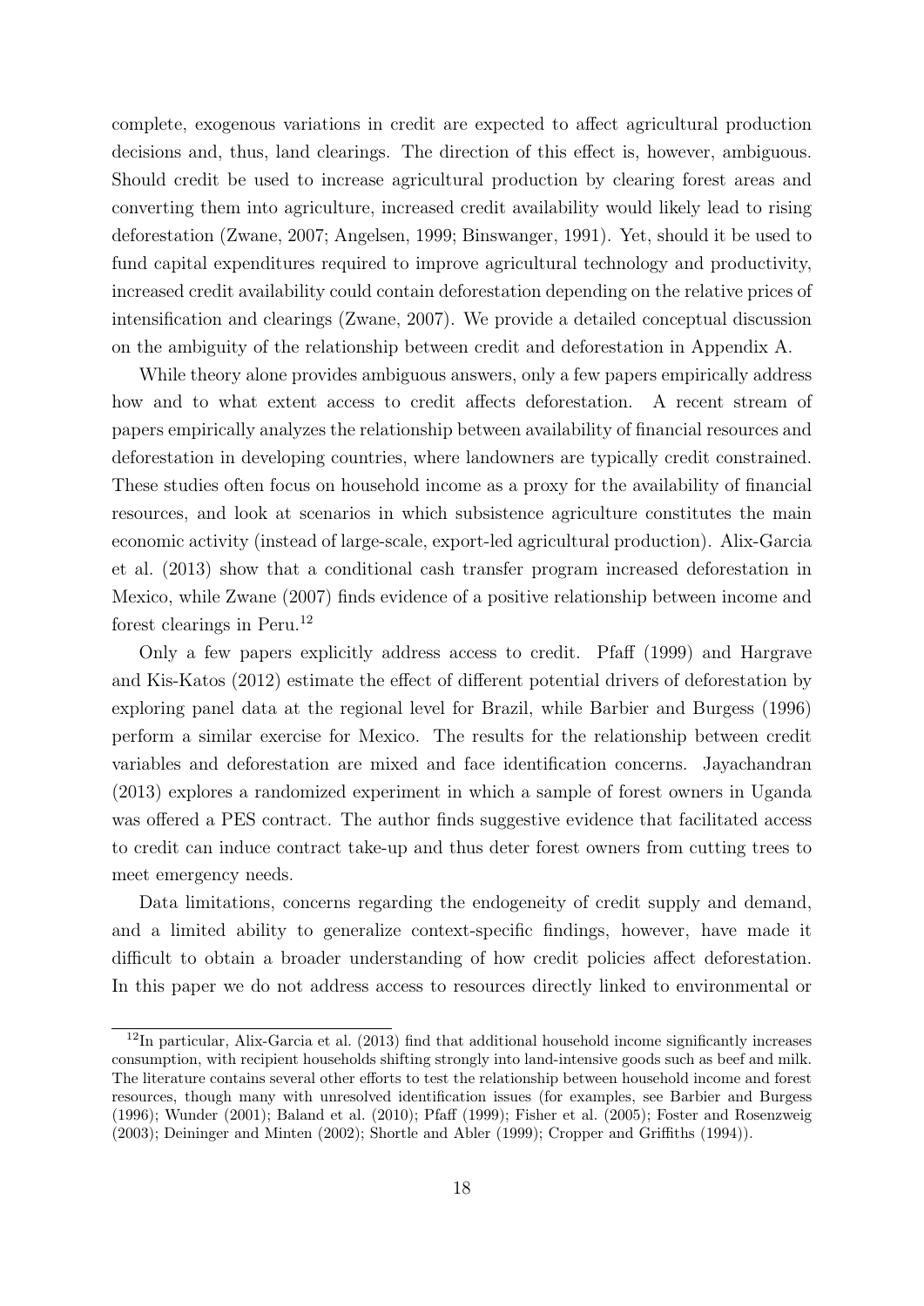complete, exogenous variations in credit are expected to affect agricultural production decisions and, thus, land clearings. The direction of this effect is, however, ambiguous. Should credit be used to increase agricultural production by clearing forest areas and converting them into agriculture, increased credit availability would likely lead to rising deforestation (Zwane, 2007; Angelsen, 1999; Binswanger, 1991). Yet, should it be used to fund capital expenditures required to improve agricultural technology and productivity, increased credit availability could contain deforestation depending on the relative prices of intensification and clearings (Zwane, 2007). We provide a detailed conceptual discussion on the ambiguity of the relationship between credit and deforestation in Appendix A.

While theory alone provides ambiguous answers, only a few papers empirically address how and to what extent access to credit affects deforestation. A recent stream of papers empirically analyzes the relationship between availability of financial resources and deforestation in developing countries, where landowners are typically credit constrained. These studies often focus on household income as a proxy for the availability of financial resources, and look at scenarios in which subsistence agriculture constitutes the main economic activity (instead of large-scale, export-led agricultural production). Alix-Garcia et al. (2013) show that a conditional cash transfer program increased deforestation in Mexico, while Zwane (2007) finds evidence of a positive relationship between income and forest clearings in Peru.[12]

Only a few papers explicitly address access to credit. Pfaff (1999) and Hargrave and Kis-Katos (2012) estimate the effect of different potential drivers of deforestation by exploring panel data at the regional level for Brazil, while Barbier and Burgess (1996) perform a similar exercise for Mexico. The results for the relationship between credit variables and deforestation are mixed and face identification concerns. Jayachandran (2013) explores a randomized experiment in which a sample of forest owners in Uganda was offered a PES contract. The author finds suggestive evidence that facilitated access to credit can induce contract take-up and thus deter forest owners from cutting trees to meet emergency needs.

Data limitations, concerns regarding the endogeneity of credit supply and demand, and a limited ability to generalize context-specific findings, however, have made it difficult to obtain a broader understanding of how credit policies affect deforestation. In this paper we do not address access to resources directly linked to environmental or

[12] In particular, Alix-Garcia et al. (2013) find that additional household income significantly increases consumption, with recipient households shifting strongly into land-intensive goods such as beef and milk. The literature contains several other efforts to test the relationship between household income and forest resources, though many with unresolved identification issues (for examples, see Barbier and Burgess (1996); Wunder (2001); Baland et al. (2010); Pfaff (1999); Fisher et al. (2005); Foster and Rosenzweig (2003); Deininger and Minten (2002); Shortle and Abler (1999); Cropper and Griffiths (1994)).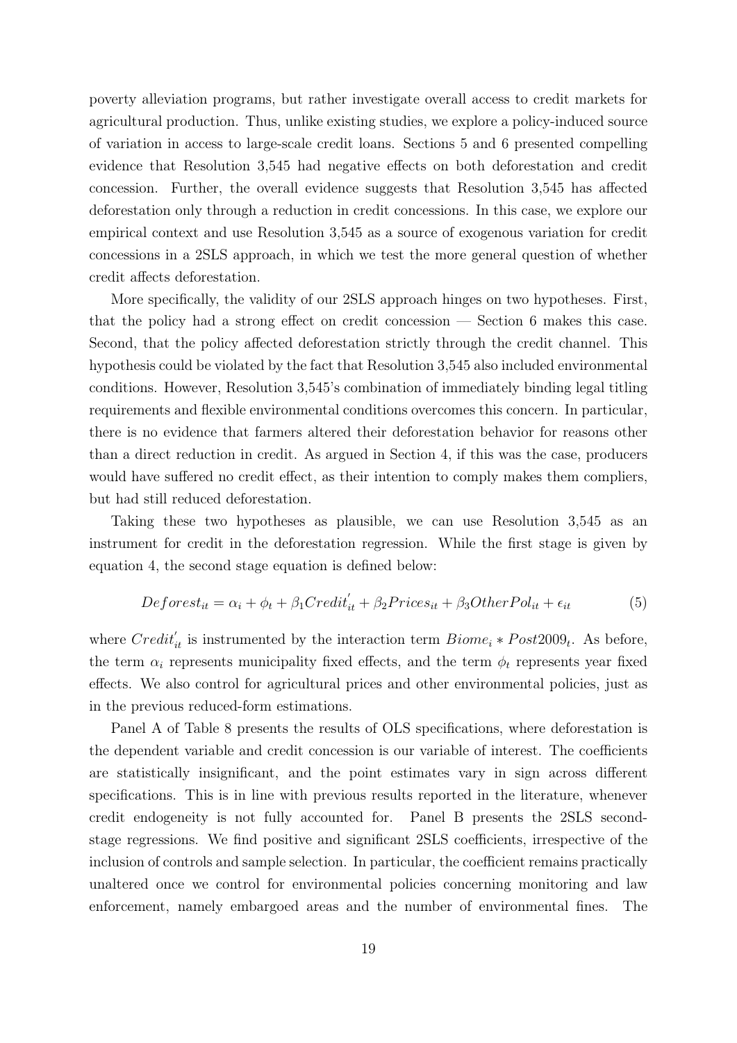poverty alleviation programs, but rather investigate overall access to credit markets for agricultural production. Thus, unlike existing studies, we explore a policy-induced source of variation in access to large-scale credit loans. Sections 5 and 6 presented compelling evidence that Resolution 3,545 had negative effects on both deforestation and credit concession. Further, the overall evidence suggests that Resolution 3,545 has affected deforestation only through a reduction in credit concessions. In this case, we explore our empirical context and use Resolution 3,545 as a source of exogenous variation for credit concessions in a 2SLS approach, in which we test the more general question of whether credit affects deforestation.

More specifically, the validity of our 2SLS approach hinges on two hypotheses. First, that the policy had a strong effect on credit concession — Section 6 makes this case. Second, that the policy affected deforestation strictly through the credit channel. This hypothesis could be violated by the fact that Resolution 3,545 also included environmental conditions. However, Resolution 3,545's combination of immediately binding legal titling requirements and flexible environmental conditions overcomes this concern. In particular, there is no evidence that farmers altered their deforestation behavior for reasons other than a direct reduction in credit. As argued in Section 4, if this was the case, producers would have suffered no credit effect, as their intention to comply makes them compliers, but had still reduced deforestation.

Taking these two hypotheses as plausible, we can use Resolution 3,545 as an instrument for credit in the deforestation regression. While the first stage is given by equation 4, the second stage equation is defined below:

$$Deforest_{it} = \alpha_i + \phi_t + \beta_1 Credit'_{it} + \beta_2 Prices_{it} + \beta_3 OtherPol_{it} + \epsilon_{it} \tag{5}$$

where $Credit'_{it}$ is instrumented by the interaction term $Biome_i * Post2009_t$. As before, the term $\alpha_i$ represents municipality fixed effects, and the term $\phi_t$ represents year fixed effects. We also control for agricultural prices and other environmental policies, just as in the previous reduced-form estimations.

Panel A of Table 8 presents the results of OLS specifications, where deforestation is the dependent variable and credit concession is our variable of interest. The coefficients are statistically insignificant, and the point estimates vary in sign across different specifications. This is in line with previous results reported in the literature, whenever credit endogeneity is not fully accounted for. Panel B presents the 2SLS second-stage regressions. We find positive and significant 2SLS coefficients, irrespective of the inclusion of controls and sample selection. In particular, the coefficient remains practically unaltered once we control for environmental policies concerning monitoring and law enforcement, namely embargoed areas and the number of environmental fines. The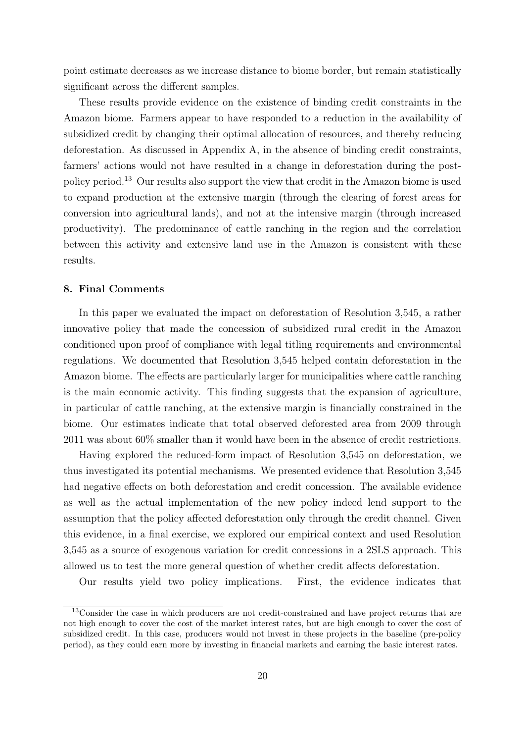point estimate decreases as we increase distance to biome border, but remain statistically significant across the different samples.

These results provide evidence on the existence of binding credit constraints in the Amazon biome. Farmers appear to have responded to a reduction in the availability of subsidized credit by changing their optimal allocation of resources, and thereby reducing deforestation. As discussed in Appendix A, in the absence of binding credit constraints, farmers' actions would not have resulted in a change in deforestation during the post-policy period.[13] Our results also support the view that credit in the Amazon biome is used to expand production at the extensive margin (through the clearing of forest areas for conversion into agricultural lands), and not at the intensive margin (through increased productivity). The predominance of cattle ranching in the region and the correlation between this activity and extensive land use in the Amazon is consistent with these results.

## 8. Final Comments

In this paper we evaluated the impact on deforestation of Resolution 3,545, a rather innovative policy that made the concession of subsidized rural credit in the Amazon conditioned upon proof of compliance with legal titling requirements and environmental regulations. We documented that Resolution 3,545 helped contain deforestation in the Amazon biome. The effects are particularly larger for municipalities where cattle ranching is the main economic activity. This finding suggests that the expansion of agriculture, in particular of cattle ranching, at the extensive margin is financially constrained in the biome. Our estimates indicate that total observed deforested area from 2009 through 2011 was about 60% smaller than it would have been in the absence of credit restrictions.

Having explored the reduced-form impact of Resolution 3,545 on deforestation, we thus investigated its potential mechanisms. We presented evidence that Resolution 3,545 had negative effects on both deforestation and credit concession. The available evidence as well as the actual implementation of the new policy indeed lend support to the assumption that the policy affected deforestation only through the credit channel. Given this evidence, in a final exercise, we explored our empirical context and used Resolution 3,545 as a source of exogenous variation for credit concessions in a 2SLS approach. This allowed us to test the more general question of whether credit affects deforestation.

Our results yield two policy implications. First, the evidence indicates that

[13] Consider the case in which producers are not credit-constrained and have project returns that are not high enough to cover the cost of the market interest rates, but are high enough to cover the cost of subsidized credit. In this case, producers would not invest in these projects in the baseline (pre-policy period), as they could earn more by investing in financial markets and earning the basic interest rates.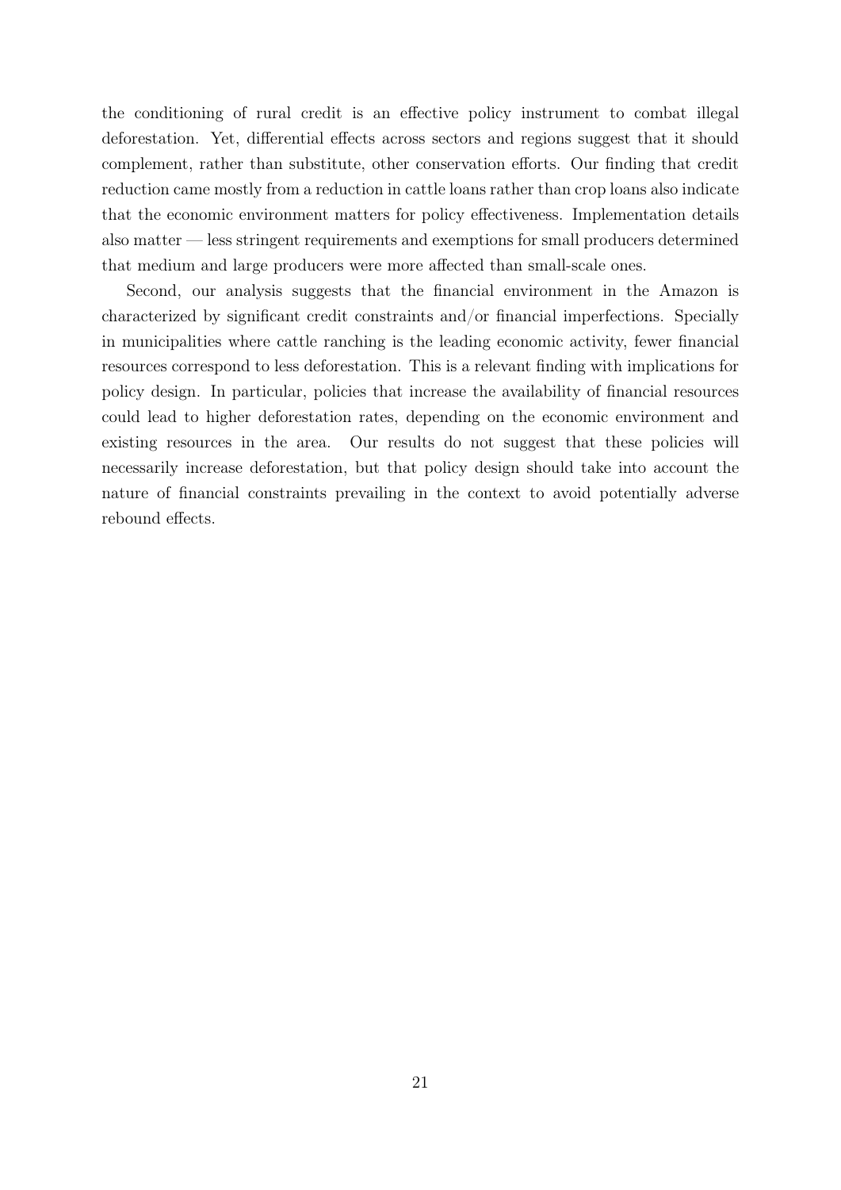the conditioning of rural credit is an effective policy instrument to combat illegal deforestation. Yet, differential effects across sectors and regions suggest that it should complement, rather than substitute, other conservation efforts. Our finding that credit reduction came mostly from a reduction in cattle loans rather than crop loans also indicate that the economic environment matters for policy effectiveness. Implementation details also matter — less stringent requirements and exemptions for small producers determined that medium and large producers were more affected than small-scale ones.

Second, our analysis suggests that the financial environment in the Amazon is characterized by significant credit constraints and/or financial imperfections. Specially in municipalities where cattle ranching is the leading economic activity, fewer financial resources correspond to less deforestation. This is a relevant finding with implications for policy design. In particular, policies that increase the availability of financial resources could lead to higher deforestation rates, depending on the economic environment and existing resources in the area. Our results do not suggest that these policies will necessarily increase deforestation, but that policy design should take into account the nature of financial constraints prevailing in the context to avoid potentially adverse rebound effects.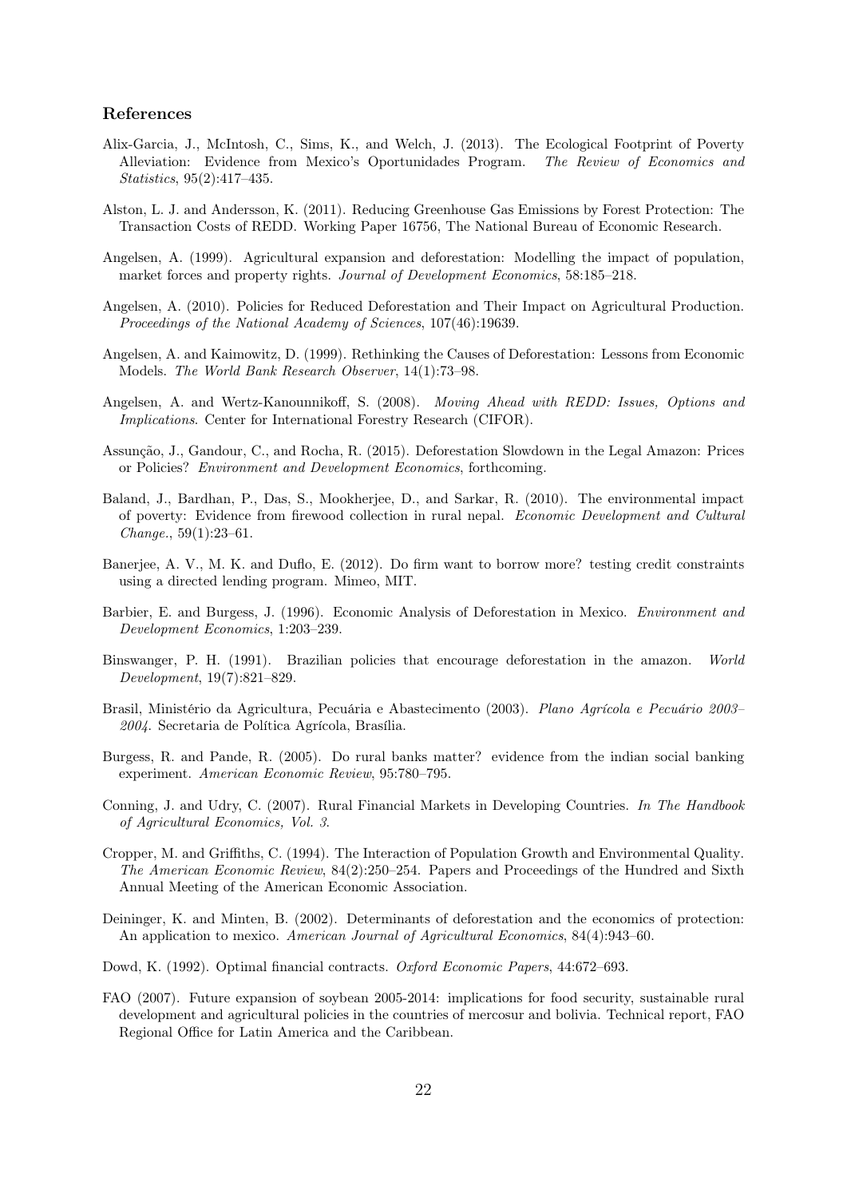## References

Alix-Garcia, J., McIntosh, C., Sims, K., and Welch, J. (2013). The Ecological Footprint of Poverty Alleviation: Evidence from Mexico's Oportunidades Program. *The Review of Economics and Statistics*, 95(2):417–435.

Alston, L. J. and Andersson, K. (2011). Reducing Greenhouse Gas Emissions by Forest Protection: The Transaction Costs of REDD. Working Paper 16756, The National Bureau of Economic Research.

Angelsen, A. (1999). Agricultural expansion and deforestation: Modelling the impact of population, market forces and property rights. *Journal of Development Economics*, 58:185–218.

Angelsen, A. (2010). Policies for Reduced Deforestation and Their Impact on Agricultural Production. *Proceedings of the National Academy of Sciences*, 107(46):19639.

Angelsen, A. and Kaimowitz, D. (1999). Rethinking the Causes of Deforestation: Lessons from Economic Models. *The World Bank Research Observer*, 14(1):73–98.

Angelsen, A. and Wertz-Kanounnikoff, S. (2008). *Moving Ahead with REDD: Issues, Options and Implications*. Center for International Forestry Research (CIFOR).

Assunção, J., Gandour, C., and Rocha, R. (2015). Deforestation Slowdown in the Legal Amazon: Prices or Policies? *Environment and Development Economics*, forthcoming.

Baland, J., Bardhan, P., Das, S., Mookherjee, D., and Sarkar, R. (2010). The environmental impact of poverty: Evidence from firewood collection in rural nepal. *Economic Development and Cultural Change.*, 59(1):23–61.

Banerjee, A. V., M. K. and Duflo, E. (2012). Do firm want to borrow more? testing credit constraints using a directed lending program. Mimeo, MIT.

Barbier, E. and Burgess, J. (1996). Economic Analysis of Deforestation in Mexico. *Environment and Development Economics*, 1:203–239.

Binswanger, P. H. (1991). Brazilian policies that encourage deforestation in the amazon. *World Development*, 19(7):821–829.

Brasil, Ministério da Agricultura, Pecuária e Abastecimento (2003). *Plano Agrícola e Pecuário 2003–2004*. Secretaria de Política Agrícola, Brasília.

Burgess, R. and Pande, R. (2005). Do rural banks matter? evidence from the indian social banking experiment. *American Economic Review*, 95:780–795.

Conning, J. and Udry, C. (2007). Rural Financial Markets in Developing Countries. *In The Handbook of Agricultural Economics, Vol. 3*.

Cropper, M. and Griffiths, C. (1994). The Interaction of Population Growth and Environmental Quality. *The American Economic Review*, 84(2):250–254. Papers and Proceedings of the Hundred and Sixth Annual Meeting of the American Economic Association.

Deininger, K. and Minten, B. (2002). Determinants of deforestation and the economics of protection: An application to mexico. *American Journal of Agricultural Economics*, 84(4):943–60.

Dowd, K. (1992). Optimal financial contracts. *Oxford Economic Papers*, 44:672–693.

FAO (2007). Future expansion of soybean 2005-2014: implications for food security, sustainable rural development and agricultural policies in the countries of mercosur and bolivia. Technical report, FAO Regional Office for Latin America and the Caribbean.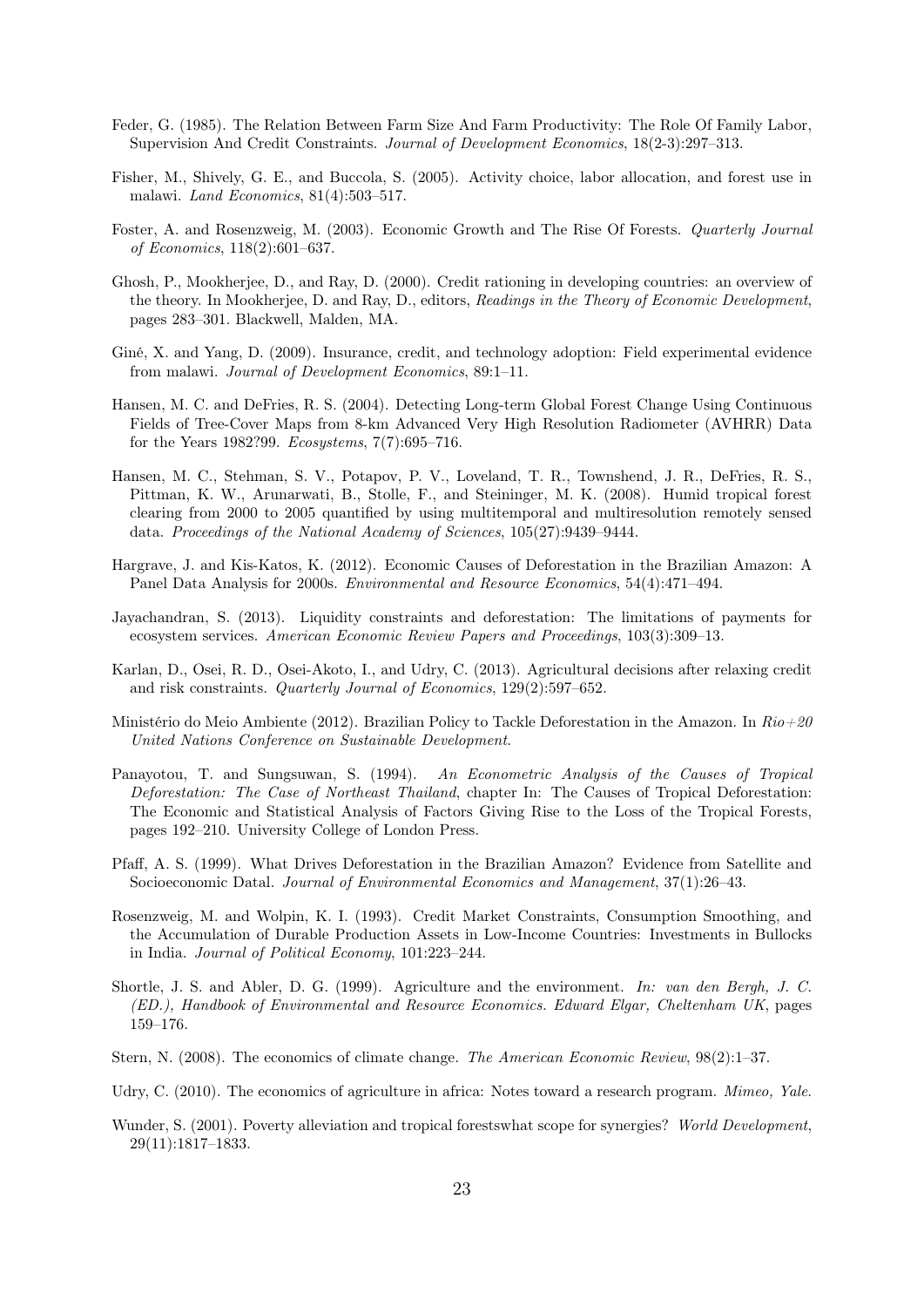Feder, G. (1985). The Relation Between Farm Size And Farm Productivity: The Role Of Family Labor, Supervision And Credit Constraints. *Journal of Development Economics*, 18(2-3):297–313.

Fisher, M., Shively, G. E., and Buccola, S. (2005). Activity choice, labor allocation, and forest use in malawi. *Land Economics*, 81(4):503–517.

Foster, A. and Rosenzweig, M. (2003). Economic Growth and The Rise Of Forests. *Quarterly Journal of Economics*, 118(2):601–637.

Ghosh, P., Mookherjee, D., and Ray, D. (2000). Credit rationing in developing countries: an overview of the theory. In Mookherjee, D. and Ray, D., editors, *Readings in the Theory of Economic Development*, pages 283–301. Blackwell, Malden, MA.

Giné, X. and Yang, D. (2009). Insurance, credit, and technology adoption: Field experimental evidence from malawi. *Journal of Development Economics*, 89:1–11.

Hansen, M. C. and DeFries, R. S. (2004). Detecting Long-term Global Forest Change Using Continuous Fields of Tree-Cover Maps from 8-km Advanced Very High Resolution Radiometer (AVHRR) Data for the Years 1982?99. *Ecosystems*, 7(7):695–716.

Hansen, M. C., Stehman, S. V., Potapov, P. V., Loveland, T. R., Townshend, J. R., DeFries, R. S., Pittman, K. W., Arunarwati, B., Stolle, F., and Steininger, M. K. (2008). Humid tropical forest clearing from 2000 to 2005 quantified by using multitemporal and multiresolution remotely sensed data. *Proceedings of the National Academy of Sciences*, 105(27):9439–9444.

Hargrave, J. and Kis-Katos, K. (2012). Economic Causes of Deforestation in the Brazilian Amazon: A Panel Data Analysis for 2000s. *Environmental and Resource Economics*, 54(4):471–494.

Jayachandran, S. (2013). Liquidity constraints and deforestation: The limitations of payments for ecosystem services. *American Economic Review Papers and Proceedings*, 103(3):309–13.

Karlan, D., Osei, R. D., Osei-Akoto, I., and Udry, C. (2013). Agricultural decisions after relaxing credit and risk constraints. *Quarterly Journal of Economics*, 129(2):597–652.

Ministério do Meio Ambiente (2012). Brazilian Policy to Tackle Deforestation in the Amazon. In *Rio+20 United Nations Conference on Sustainable Development*.

Panayotou, T. and Sungsuwan, S. (1994). *An Econometric Analysis of the Causes of Tropical Deforestation: The Case of Northeast Thailand*, chapter In: The Causes of Tropical Deforestation: The Economic and Statistical Analysis of Factors Giving Rise to the Loss of the Tropical Forests, pages 192–210. University College of London Press.

Pfaff, A. S. (1999). What Drives Deforestation in the Brazilian Amazon? Evidence from Satellite and Socioeconomic Datal. *Journal of Environmental Economics and Management*, 37(1):26–43.

Rosenzweig, M. and Wolpin, K. I. (1993). Credit Market Constraints, Consumption Smoothing, and the Accumulation of Durable Production Assets in Low-Income Countries: Investments in Bullocks in India. *Journal of Political Economy*, 101:223–244.

Shortle, J. S. and Abler, D. G. (1999). Agriculture and the environment. *In: van den Bergh, J. C. (ED.), Handbook of Environmental and Resource Economics. Edward Elgar, Cheltenham UK*, pages 159–176.

Stern, N. (2008). The economics of climate change. *The American Economic Review*, 98(2):1–37.

Udry, C. (2010). The economics of agriculture in africa: Notes toward a research program. *Mimeo, Yale*.

Wunder, S. (2001). Poverty alleviation and tropical forestswhat scope for synergies? *World Development*, 29(11):1817–1833.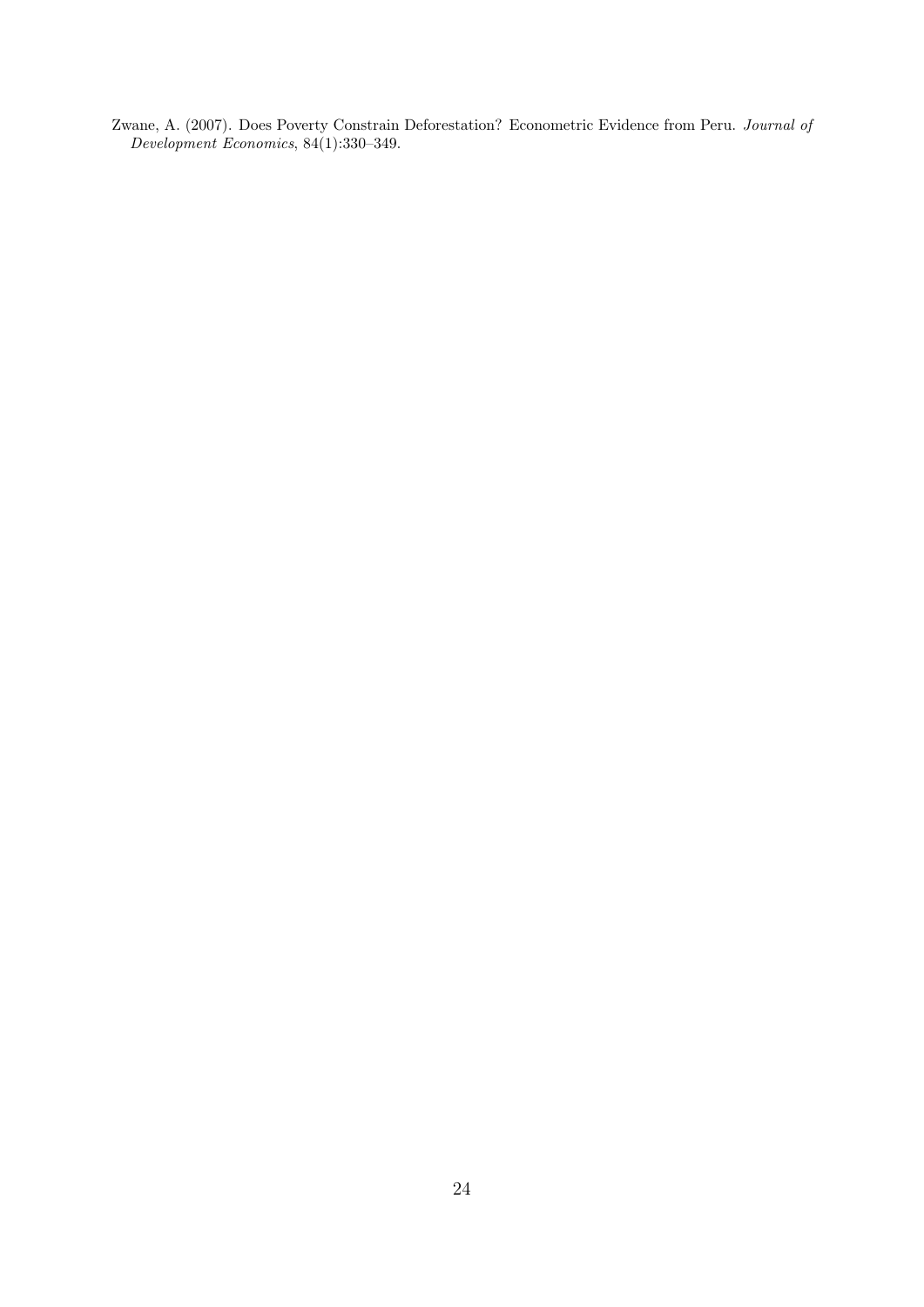Zwane, A. (2007). Does Poverty Constrain Deforestation? Econometric Evidence from Peru. *Journal of Development Economics*, 84(1):330–349.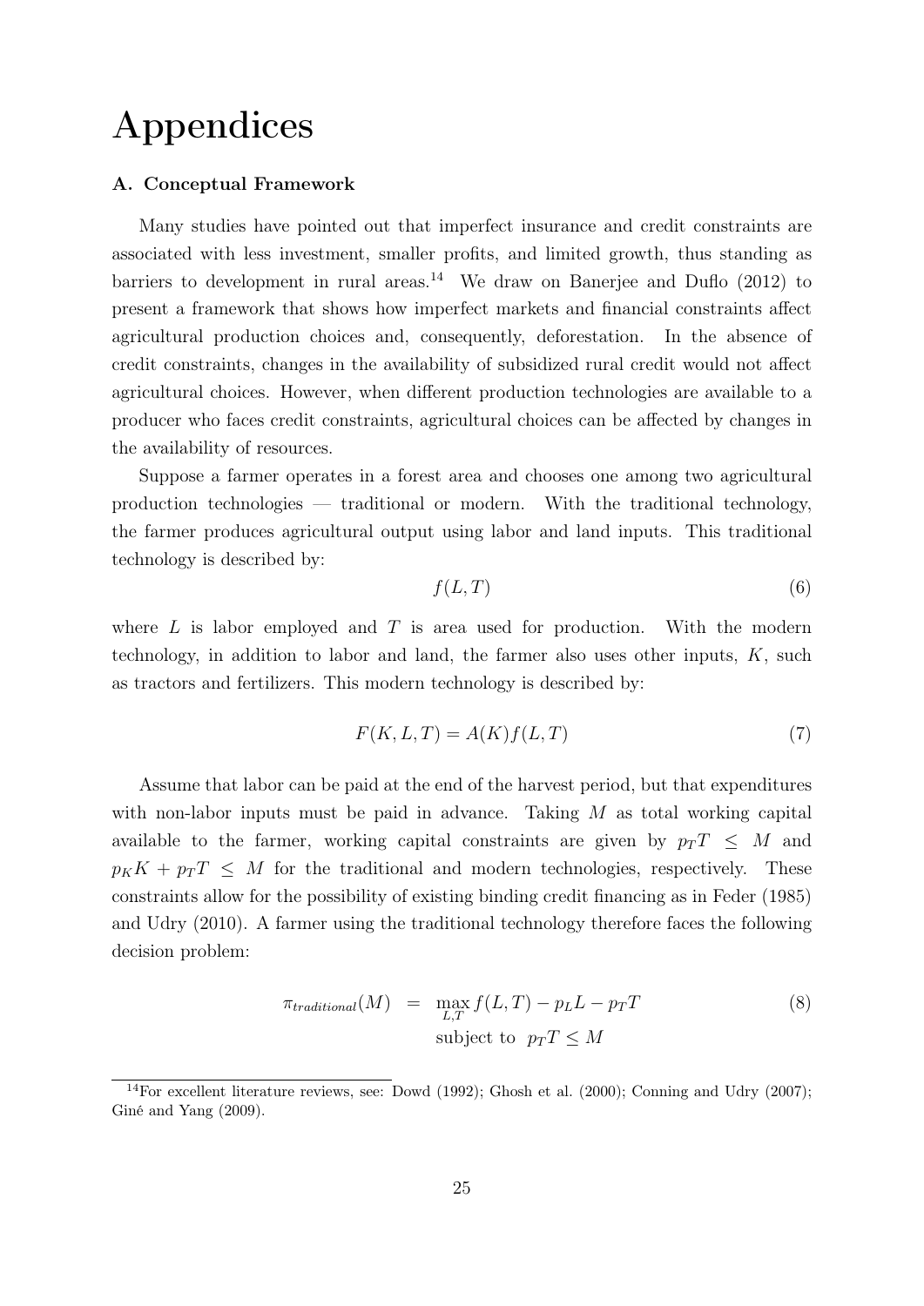# Appendices

### A. Conceptual Framework

Many studies have pointed out that imperfect insurance and credit constraints are associated with less investment, smaller profits, and limited growth, thus standing as barriers to development in rural areas.[14] We draw on Banerjee and Duflo (2012) to present a framework that shows how imperfect markets and financial constraints affect agricultural production choices and, consequently, deforestation. In the absence of credit constraints, changes in the availability of subsidized rural credit would not affect agricultural choices. However, when different production technologies are available to a producer who faces credit constraints, agricultural choices can be affected by changes in the availability of resources.

Suppose a farmer operates in a forest area and chooses one among two agricultural production technologies — traditional or modern. With the traditional technology, the farmer produces agricultural output using labor and land inputs. This traditional technology is described by:

$$f(L, T) \tag{6}$$

where $L$ is labor employed and $T$ is area used for production. With the modern technology, in addition to labor and land, the farmer also uses other inputs, $K$, such as tractors and fertilizers. This modern technology is described by:

$$F(K, L, T) = A(K)f(L, T) \tag{7}$$

Assume that labor can be paid at the end of the harvest period, but that expenditures with non-labor inputs must be paid in advance. Taking $M$ as total working capital available to the farmer, working capital constraints are given by $p_T T \leq M$ and $p_K K + p_T T \leq M$ for the traditional and modern technologies, respectively. These constraints allow for the possibility of existing binding credit financing as in Feder (1985) and Udry (2010). A farmer using the traditional technology therefore faces the following decision problem:

$$\begin{aligned} \pi_{traditional}(M) &= \max_{L,T} f(L, T) - p_L L - p_T T \\ &\quad \text{subject to } \; p_T T \leq M \end{aligned} \tag{8}$$

[14] For excellent literature reviews, see: Dowd (1992); Ghosh et al. (2000); Conning and Udry (2007); Giné and Yang (2009).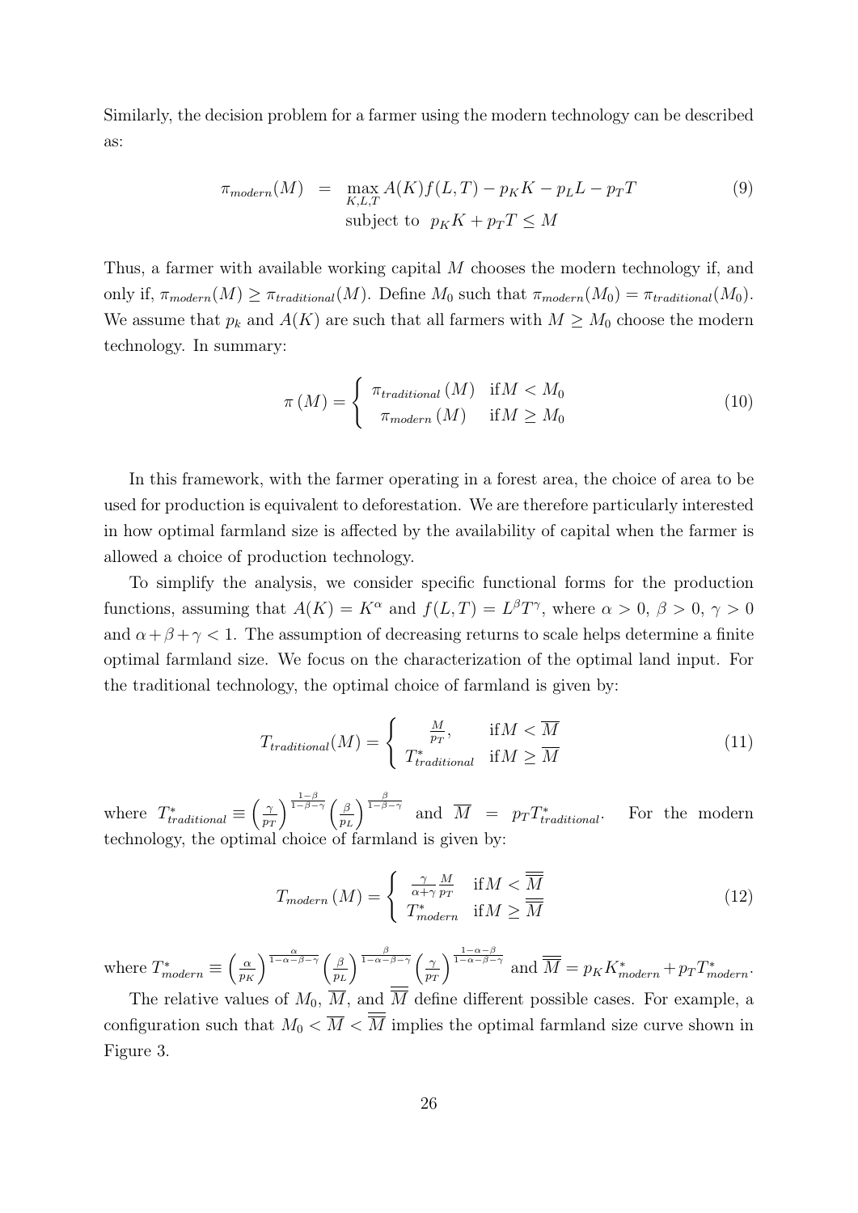Similarly, the decision problem for a farmer using the modern technology can be described as:

$$\pi_{modern}(M) = \max_{K,L,T} A(K)f(L,T) - p_K K - p_L L - p_T T \quad \text{subject to} \quad p_K K + p_T T \leq M \tag{9}$$

Thus, a farmer with available working capital $M$ chooses the modern technology if, and only if, $\pi_{modern}(M) \geq \pi_{traditional}(M)$. Define $M_0$ such that $\pi_{modern}(M_0) = \pi_{traditional}(M_0)$. We assume that $p_k$ and $A(K)$ are such that all farmers with $M \geq M_0$ choose the modern technology. In summary:

$$\pi(M) = \begin{cases} \pi_{traditional}(M) & \text{if} M < M_0 \\ \pi_{modern}(M) & \text{if} M \geq M_0 \end{cases} \tag{10}$$

In this framework, with the farmer operating in a forest area, the choice of area to be used for production is equivalent to deforestation. We are therefore particularly interested in how optimal farmland size is affected by the availability of capital when the farmer is allowed a choice of production technology.

To simplify the analysis, we consider specific functional forms for the production functions, assuming that $A(K) = K^\alpha$ and $f(L,T) = L^\beta T^\gamma$, where $\alpha > 0$, $\beta > 0$, $\gamma > 0$ and $\alpha + \beta + \gamma < 1$. The assumption of decreasing returns to scale helps determine a finite optimal farmland size. We focus on the characterization of the optimal land input. For the traditional technology, the optimal choice of farmland is given by:

$$T_{traditional}(M) = \begin{cases} \frac{M}{p_T}, & \text{if} M < \overline{M} \\ T^*_{traditional} & \text{if} M \geq \overline{M} \end{cases} \tag{11}$$

where $T^*_{traditional} \equiv \left(\frac{\gamma}{p_T}\right)^{\frac{1-\beta}{1-\beta-\gamma}} \left(\frac{\beta}{p_L}\right)^{\frac{\beta}{1-\beta-\gamma}}$ and $\overline{M} = p_T T^*_{traditional}$. For the modern technology, the optimal choice of farmland is given by:

$$T_{modern}(M) = \begin{cases} \frac{\gamma}{\alpha+\gamma}\frac{M}{p_T} & \text{if} M < \overline{\overline{M}} \\ T^*_{modern} & \text{if} M \geq \overline{\overline{M}} \end{cases} \tag{12}$$

where $T^*_{modern} \equiv \left(\frac{\alpha}{p_K}\right)^{\frac{\alpha}{1-\alpha-\beta-\gamma}} \left(\frac{\beta}{p_L}\right)^{\frac{\beta}{1-\alpha-\beta-\gamma}} \left(\frac{\gamma}{p_T}\right)^{\frac{1-\alpha-\beta}{1-\alpha-\beta-\gamma}}$ and $\overline{\overline{M}} = p_K K^*_{modern} + p_T T^*_{modern}$.

The relative values of $M_0$, $\overline{M}$, and $\overline{\overline{M}}$ define different possible cases. For example, a configuration such that $M_0 < \overline{M} < \overline{\overline{M}}$ implies the optimal farmland size curve shown in Figure 3.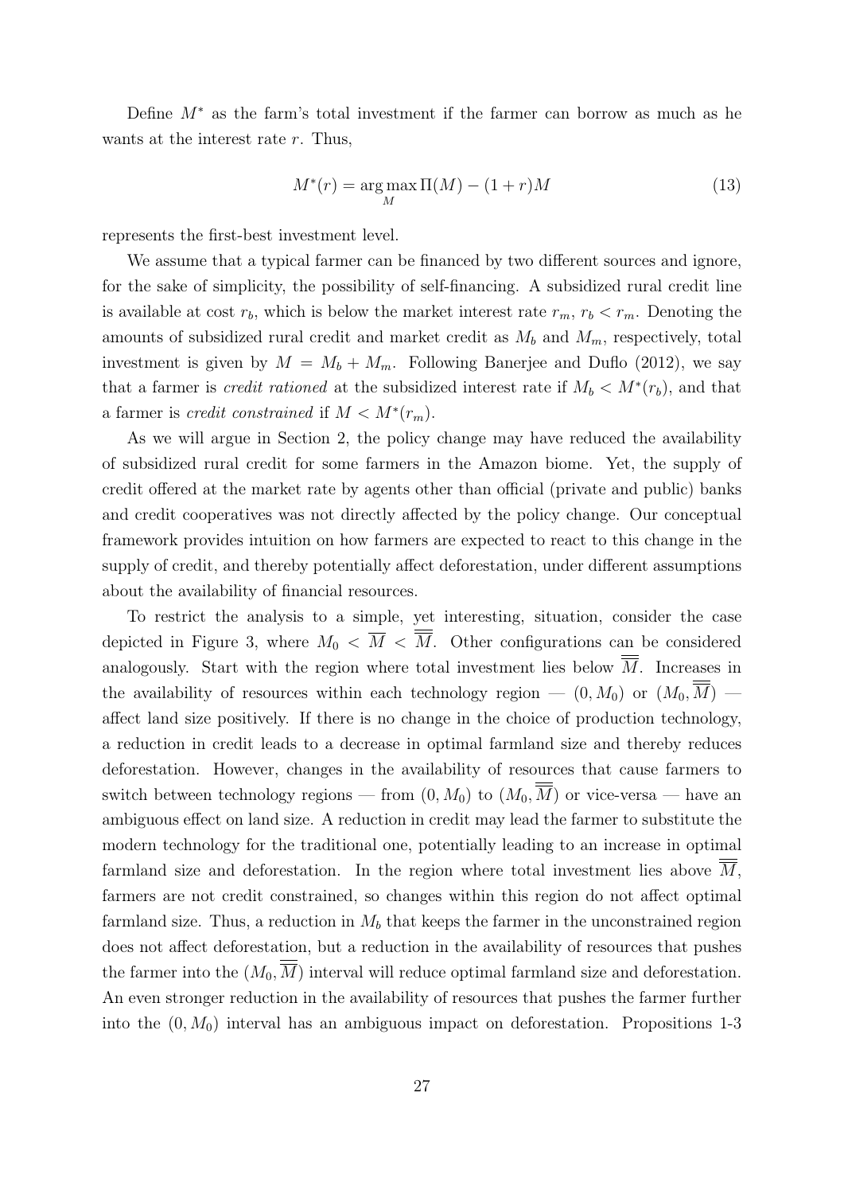Define $M^*$ as the farm's total investment if the farmer can borrow as much as he wants at the interest rate $r$. Thus,

$$M^*(r) = \arg\max_{M} \Pi(M) - (1+r)M \tag{13}$$

represents the first-best investment level.

We assume that a typical farmer can be financed by two different sources and ignore, for the sake of simplicity, the possibility of self-financing. A subsidized rural credit line is available at cost $r_b$, which is below the market interest rate $r_m$, $r_b < r_m$. Denoting the amounts of subsidized rural credit and market credit as $M_b$ and $M_m$, respectively, total investment is given by $M = M_b + M_m$. Following Banerjee and Duflo (2012), we say that a farmer is *credit rationed* at the subsidized interest rate if $M_b < M^*(r_b)$, and that a farmer is *credit constrained* if $M < M^*(r_m)$.

As we will argue in Section 2, the policy change may have reduced the availability of subsidized rural credit for some farmers in the Amazon biome. Yet, the supply of credit offered at the market rate by agents other than official (private and public) banks and credit cooperatives was not directly affected by the policy change. Our conceptual framework provides intuition on how farmers are expected to react to this change in the supply of credit, and thereby potentially affect deforestation, under different assumptions about the availability of financial resources.

To restrict the analysis to a simple, yet interesting, situation, consider the case depicted in Figure 3, where $M_0 < \overline{M} < \overline{\overline{M}}$. Other configurations can be considered analogously. Start with the region where total investment lies below $\overline{\overline{M}}$. Increases in the availability of resources within each technology region — $(0, M_0)$ or $(M_0, \overline{\overline{M}})$ — affect land size positively. If there is no change in the choice of production technology, a reduction in credit leads to a decrease in optimal farmland size and thereby reduces deforestation. However, changes in the availability of resources that cause farmers to switch between technology regions — from $(0, M_0)$ to $(M_0, \overline{\overline{M}})$ or vice-versa — have an ambiguous effect on land size. A reduction in credit may lead the farmer to substitute the modern technology for the traditional one, potentially leading to an increase in optimal farmland size and deforestation. In the region where total investment lies above $\overline{\overline{M}}$, farmers are not credit constrained, so changes within this region do not affect optimal farmland size. Thus, a reduction in $M_b$ that keeps the farmer in the unconstrained region does not affect deforestation, but a reduction in the availability of resources that pushes the farmer into the $(M_0, \overline{\overline{M}})$ interval will reduce optimal farmland size and deforestation. An even stronger reduction in the availability of resources that pushes the farmer further into the $(0, M_0)$ interval has an ambiguous impact on deforestation. Propositions 1-3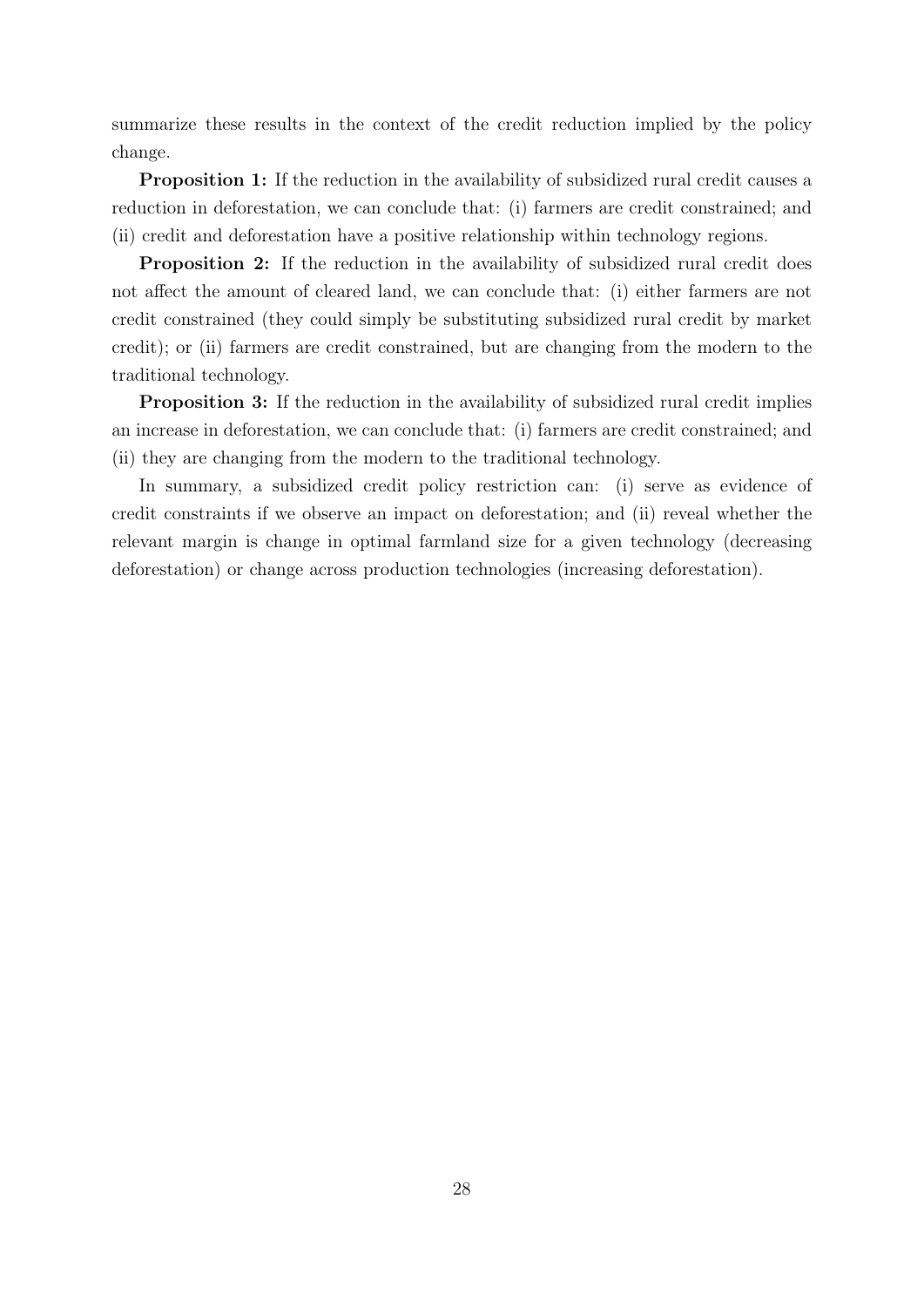summarize these results in the context of the credit reduction implied by the policy change.

**Proposition 1:** If the reduction in the availability of subsidized rural credit causes a reduction in deforestation, we can conclude that: (i) farmers are credit constrained; and (ii) credit and deforestation have a positive relationship within technology regions.

**Proposition 2:** If the reduction in the availability of subsidized rural credit does not affect the amount of cleared land, we can conclude that: (i) either farmers are not credit constrained (they could simply be substituting subsidized rural credit by market credit); or (ii) farmers are credit constrained, but are changing from the modern to the traditional technology.

**Proposition 3:** If the reduction in the availability of subsidized rural credit implies an increase in deforestation, we can conclude that: (i) farmers are credit constrained; and (ii) they are changing from the modern to the traditional technology.

In summary, a subsidized credit policy restriction can: (i) serve as evidence of credit constraints if we observe an impact on deforestation; and (ii) reveal whether the relevant margin is change in optimal farmland size for a given technology (decreasing deforestation) or change across production technologies (increasing deforestation).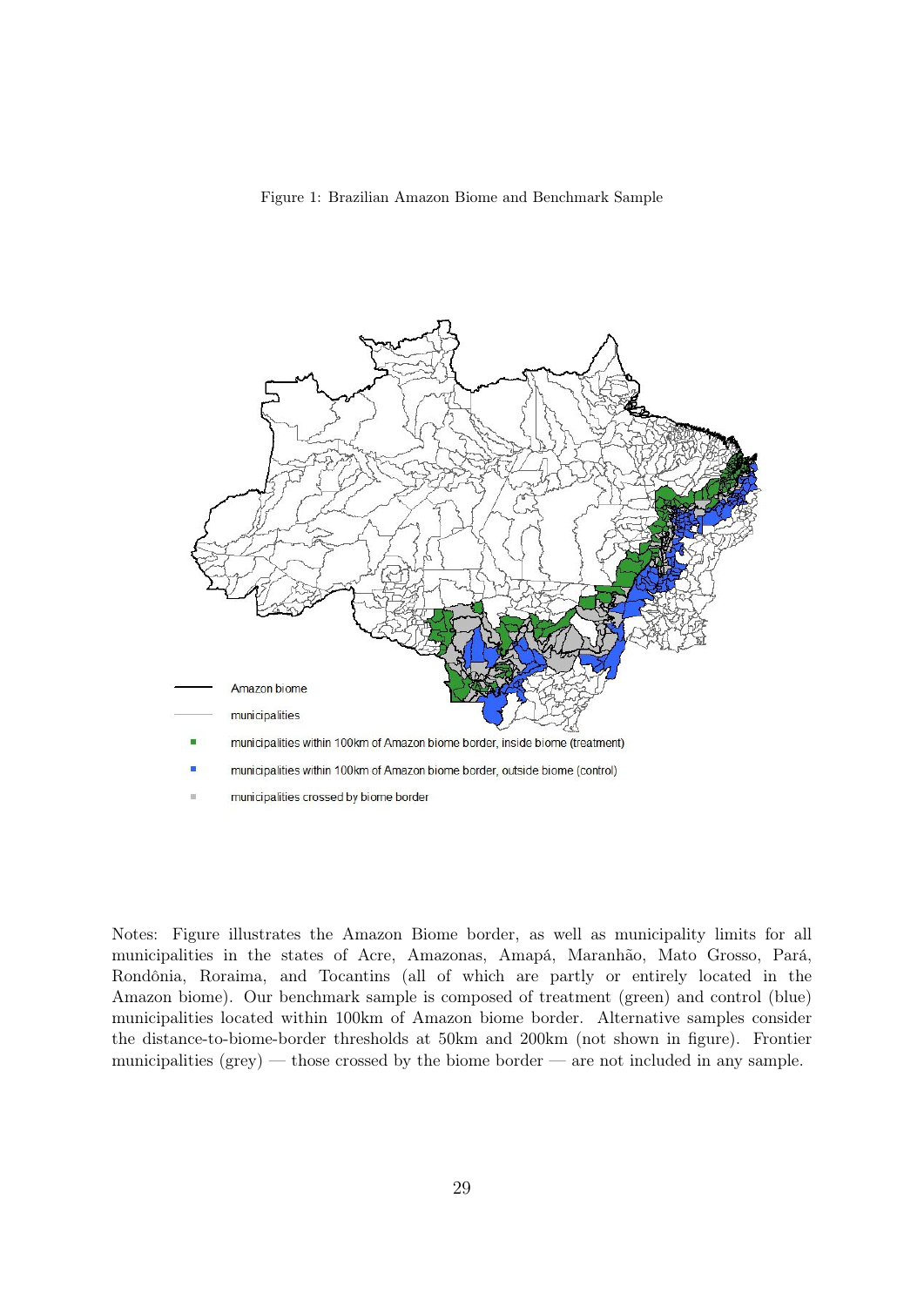Figure 1: Brazilian Amazon Biome and Benchmark Sample

Notes: Figure illustrates the Amazon Biome border, as well as municipality limits for all municipalities in the states of Acre, Amazonas, Amapá, Maranhão, Mato Grosso, Pará, Rondônia, Roraima, and Tocantins (all of which are partly or entirely located in the Amazon biome). Our benchmark sample is composed of treatment (green) and control (blue) municipalities located within 100km of Amazon biome border. Alternative samples consider the distance-to-biome-border thresholds at 50km and 200km (not shown in figure). Frontier municipalities (grey) — those crossed by the biome border — are not included in any sample.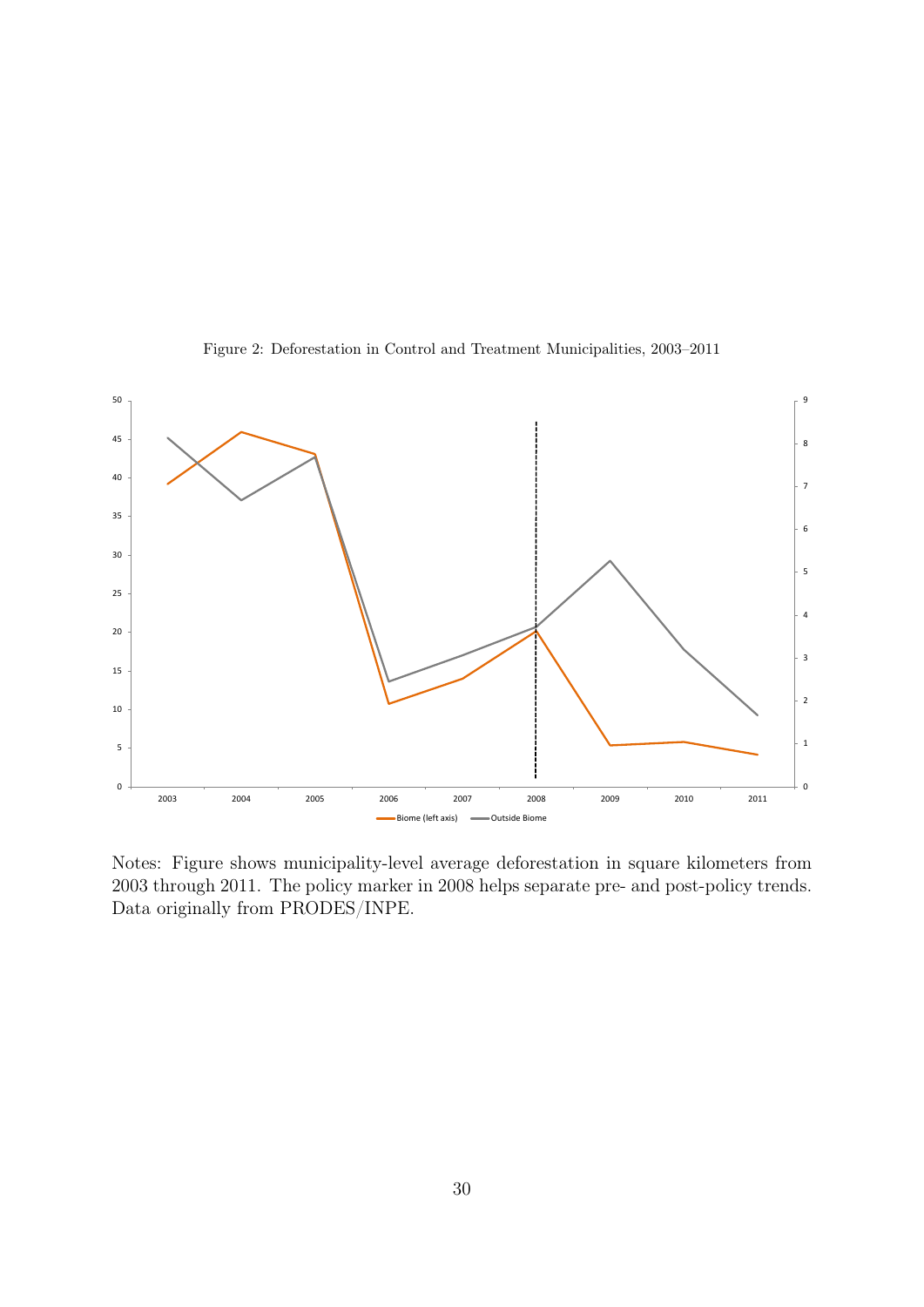Figure 2: Deforestation in Control and Treatment Municipalities, 2003–2011

Notes: Figure shows municipality-level average deforestation in square kilometers from 2003 through 2011. The policy marker in 2008 helps separate pre- and post-policy trends. Data originally from PRODES/INPE.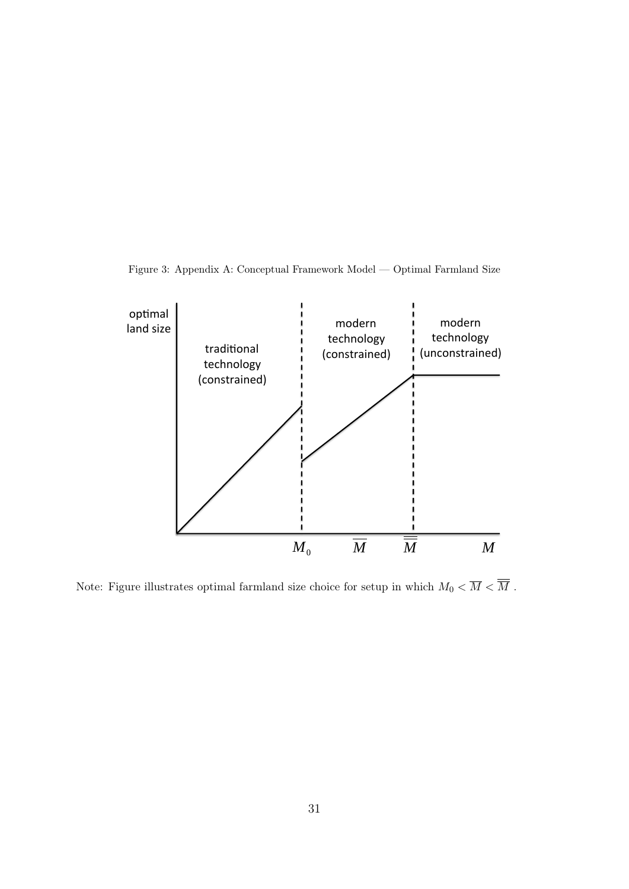Figure 3: Appendix A: Conceptual Framework Model — Optimal Farmland Size

Note: Figure illustrates optimal farmland size choice for setup in which $M_0 < \overline{M} < \overline{\overline{M}}$ .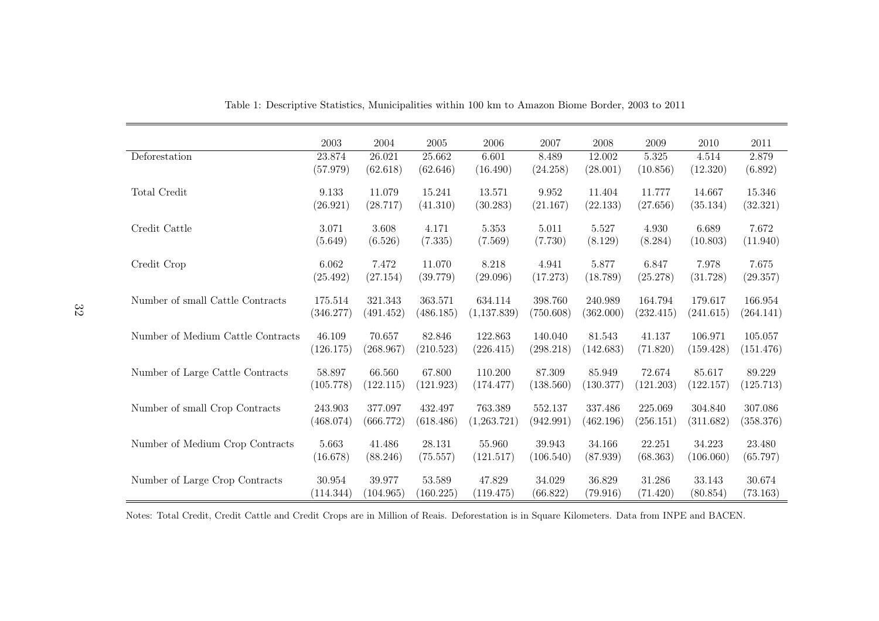Table 1: Descriptive Statistics, Municipalities within 100 km to Amazon Biome Border, 2003 to 2011

| | 2003 | 2004 | 2005 | 2006 | 2007 | 2008 | 2009 | 2010 | 2011 |
|---|---|---|---|---|---|---|---|---|---|
| Deforestation | 23.874 | 26.021 | 25.662 | 6.601 | 8.489 | 12.002 | 5.325 | 4.514 | 2.879 |
| | (57.979) | (62.618) | (62.646) | (16.490) | (24.258) | (28.001) | (10.856) | (12.320) | (6.892) |
| Total Credit | 9.133 | 11.079 | 15.241 | 13.571 | 9.952 | 11.404 | 11.777 | 14.667 | 15.346 |
| | (26.921) | (28.717) | (41.310) | (30.283) | (21.167) | (22.133) | (27.656) | (35.134) | (32.321) |
| Credit Cattle | 3.071 | 3.608 | 4.171 | 5.353 | 5.011 | 5.527 | 4.930 | 6.689 | 7.672 |
| | (5.649) | (6.526) | (7.335) | (7.569) | (7.730) | (8.129) | (8.284) | (10.803) | (11.940) |
| Credit Crop | 6.062 | 7.472 | 11.070 | 8.218 | 4.941 | 5.877 | 6.847 | 7.978 | 7.675 |
| | (25.492) | (27.154) | (39.779) | (29.096) | (17.273) | (18.789) | (25.278) | (31.728) | (29.357) |
| Number of small Cattle Contracts | 175.514 | 321.343 | 363.571 | 634.114 | 398.760 | 240.989 | 164.794 | 179.617 | 166.954 |
| | (346.277) | (491.452) | (486.185) | (1,137.839) | (750.608) | (362.000) | (232.415) | (241.615) | (264.141) |
| Number of Medium Cattle Contracts | 46.109 | 70.657 | 82.846 | 122.863 | 140.040 | 81.543 | 41.137 | 106.971 | 105.057 |
| | (126.175) | (268.967) | (210.523) | (226.415) | (298.218) | (142.683) | (71.820) | (159.428) | (151.476) |
| Number of Large Cattle Contracts | 58.897 | 66.560 | 67.800 | 110.200 | 87.309 | 85.949 | 72.674 | 85.617 | 89.229 |
| | (105.778) | (122.115) | (121.923) | (174.477) | (138.560) | (130.377) | (121.203) | (122.157) | (125.713) |
| Number of small Crop Contracts | 243.903 | 377.097 | 432.497 | 763.389 | 552.137 | 337.486 | 225.069 | 304.840 | 307.086 |
| | (468.074) | (666.772) | (618.486) | (1,263.721) | (942.991) | (462.196) | (256.151) | (311.682) | (358.376) |
| Number of Medium Crop Contracts | 5.663 | 41.486 | 28.131 | 55.960 | 39.943 | 34.166 | 22.251 | 34.223 | 23.480 |
| | (16.678) | (88.246) | (75.557) | (121.517) | (106.540) | (87.939) | (68.363) | (106.060) | (65.797) |
| Number of Large Crop Contracts | 30.954 | 39.977 | 53.589 | 47.829 | 34.029 | 36.829 | 31.286 | 33.143 | 30.674 |
| | (114.344) | (104.965) | (160.225) | (119.475) | (66.822) | (79.916) | (71.420) | (80.854) | (73.163) |

Notes: Total Credit, Credit Cattle and Credit Crops are in Million of Reais. Deforestation is in Square Kilometers. Data from INPE and BACEN.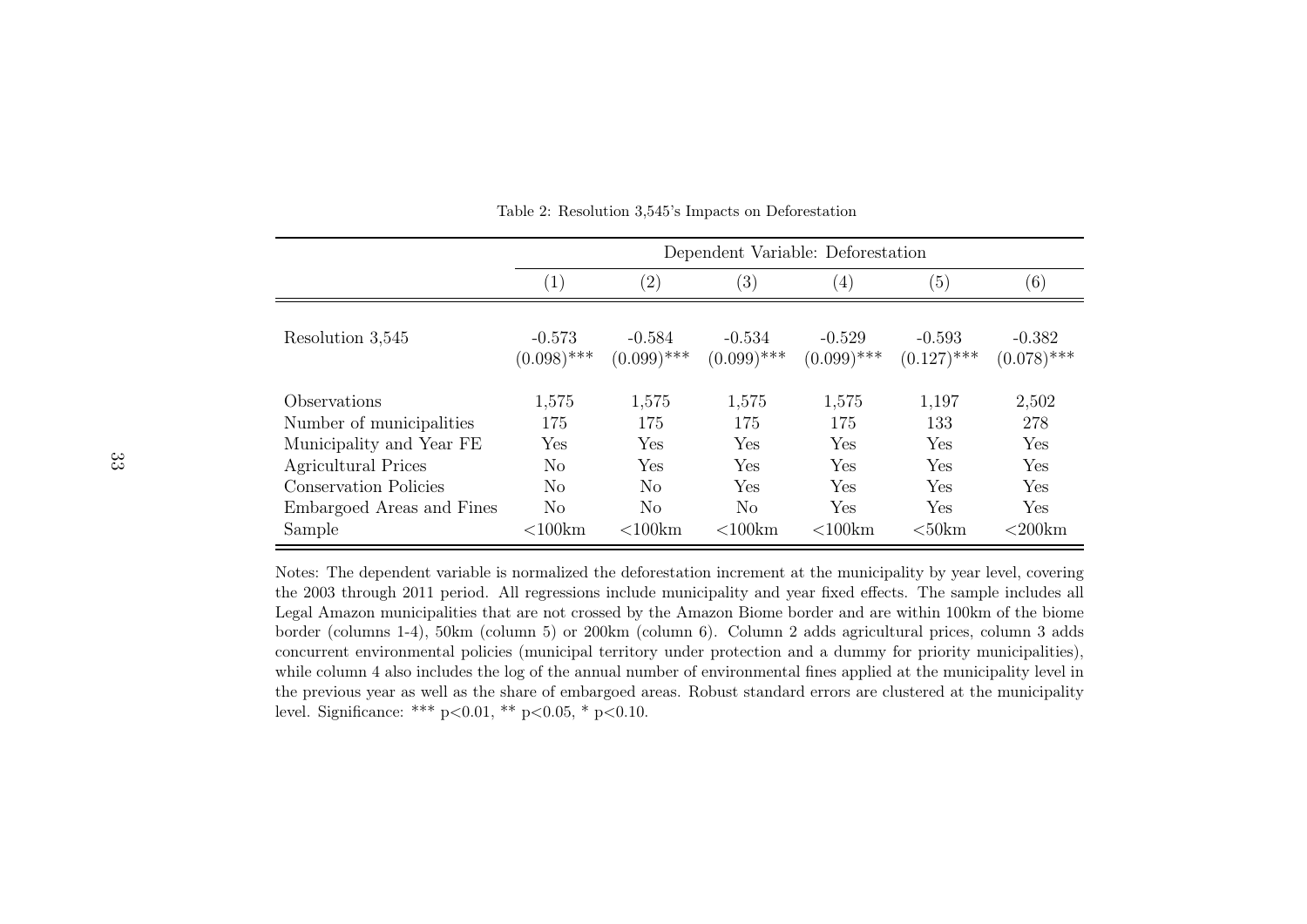Table 2: Resolution 3,545's Impacts on Deforestation

| | Dependent Variable: Deforestation | | | | | |
|---|---|---|---|---|---|---|
| | (1) | (2) | (3) | (4) | (5) | (6) |
| Resolution 3,545 | -0.573 | -0.584 | -0.534 | -0.529 | -0.593 | -0.382 |
| | (0.098)*** | (0.099)*** | (0.099)*** | (0.099)*** | (0.127)*** | (0.078)*** |
| Observations | 1,575 | 1,575 | 1,575 | 1,575 | 1,197 | 2,502 |
| Number of municipalities | 175 | 175 | 175 | 175 | 133 | 278 |
| Municipality and Year FE | Yes | Yes | Yes | Yes | Yes | Yes |
| Agricultural Prices | No | Yes | Yes | Yes | Yes | Yes |
| Conservation Policies | No | No | Yes | Yes | Yes | Yes |
| Embargoed Areas and Fines | No | No | No | Yes | Yes | Yes |
| Sample | <100km | <100km | <100km | <100km | <50km | <200km |

Notes: The dependent variable is normalized the deforestation increment at the municipality by year level, covering the 2003 through 2011 period. All regressions include municipality and year fixed effects. The sample includes all Legal Amazon municipalities that are not crossed by the Amazon Biome border and are within 100km of the biome border (columns 1-4), 50km (column 5) or 200km (column 6). Column 2 adds agricultural prices, column 3 adds concurrent environmental policies (municipal territory under protection and a dummy for priority municipalities), while column 4 also includes the log of the annual number of environmental fines applied at the municipality level in the previous year as well as the share of embargoed areas. Robust standard errors are clustered at the municipality level. Significance: *** p<0.01, ** p<0.05, * p<0.10.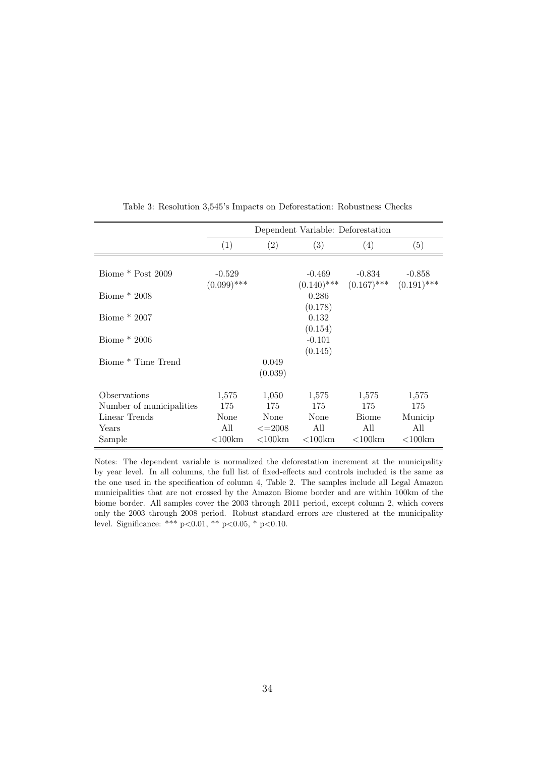Table 3: Resolution 3,545's Impacts on Deforestation: Robustness Checks

| | Dependent Variable: Deforestation | | | | |
|---|---|---|---|---|---|
| | (1) | (2) | (3) | (4) | (5) |
| Biome * Post 2009 | -0.529 | | -0.469 | -0.834 | -0.858 |
| | (0.099)*** | | (0.140)*** | (0.167)*** | (0.191)*** |
| Biome * 2008 | | | 0.286 | | |
| | | | (0.178) | | |
| Biome * 2007 | | | 0.132 | | |
| | | | (0.154) | | |
| Biome * 2006 | | | -0.101 | | |
| | | | (0.145) | | |
| Biome * Time Trend | | 0.049 | | | |
| | | (0.039) | | | |
| Observations | 1,575 | 1,050 | 1,575 | 1,575 | 1,575 |
| Number of municipalities | 175 | 175 | 175 | 175 | 175 |
| Linear Trends | None | None | None | Biome | Municip |
| Years | All | <=2008 | All | All | All |
| Sample | <100km | <100km | <100km | <100km | <100km |

Notes: The dependent variable is normalized the deforestation increment at the municipality by year level. In all columns, the full list of fixed-effects and controls included is the same as the one used in the specification of column 4, Table 2. The samples include all Legal Amazon municipalities that are not crossed by the Amazon Biome border and are within 100km of the biome border. All samples cover the 2003 through 2011 period, except column 2, which covers only the 2003 through 2008 period. Robust standard errors are clustered at the municipality level. Significance: *** p<0.01, ** p<0.05, * p<0.10.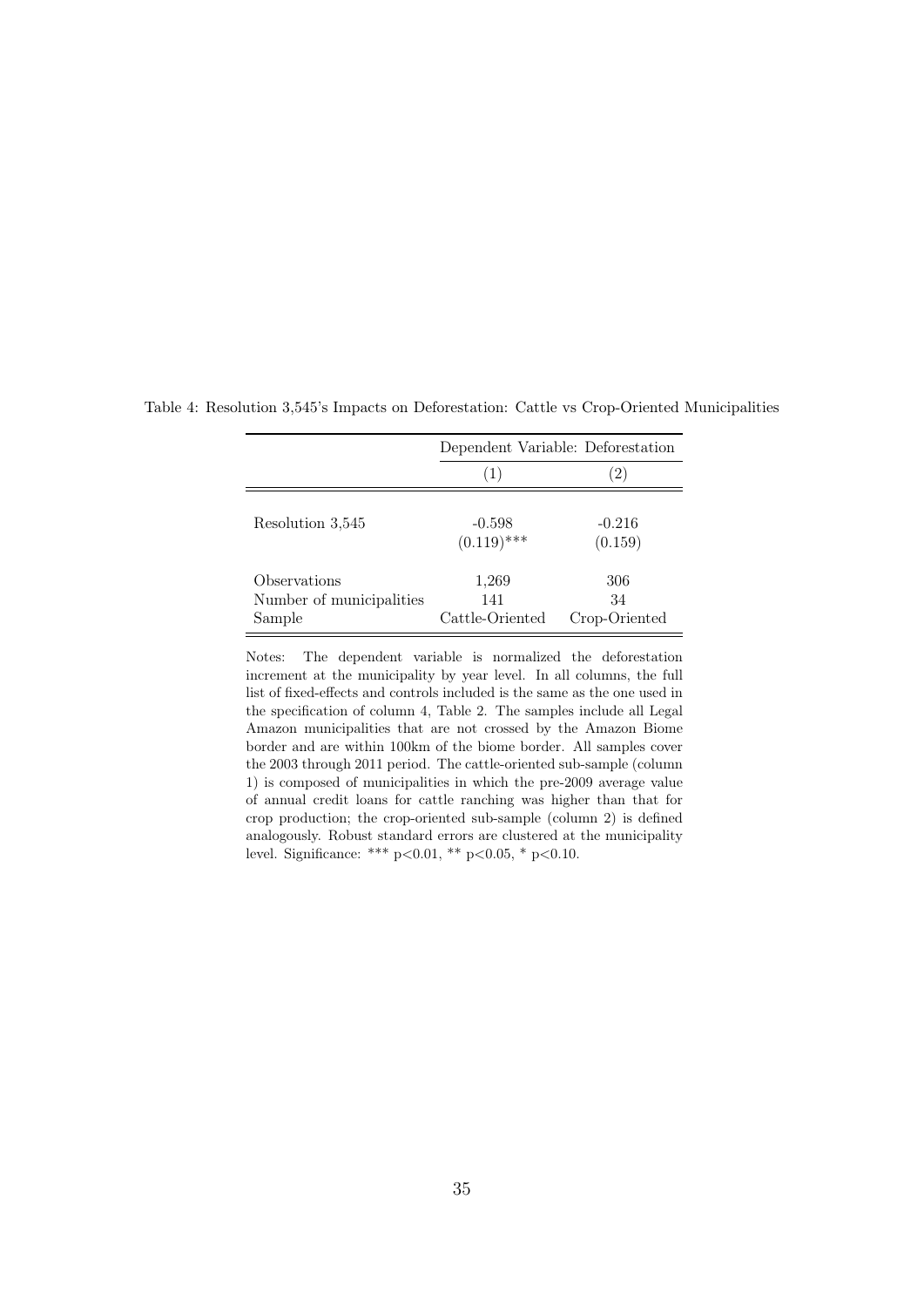Table 4: Resolution 3,545's Impacts on Deforestation: Cattle vs Crop-Oriented Municipalities

| | Dependent Variable: Deforestation | |
|---|---|---|
| | (1) | (2) |
| Resolution 3,545 | -0.598 | -0.216 |
| | (0.119)*** | (0.159) |
| Observations | 1,269 | 306 |
| Number of municipalities | 141 | 34 |
| Sample | Cattle-Oriented | Crop-Oriented |

Notes: The dependent variable is normalized the deforestation increment at the municipality by year level. In all columns, the full list of fixed-effects and controls included is the same as the one used in the specification of column 4, Table 2. The samples include all Legal Amazon municipalities that are not crossed by the Amazon Biome border and are within 100km of the biome border. All samples cover the 2003 through 2011 period. The cattle-oriented sub-sample (column 1) is composed of municipalities in which the pre-2009 average value of annual credit loans for cattle ranching was higher than that for crop production; the crop-oriented sub-sample (column 2) is defined analogously. Robust standard errors are clustered at the municipality level. Significance: *** $p<0.01$, ** $p<0.05$, * $p<0.10$.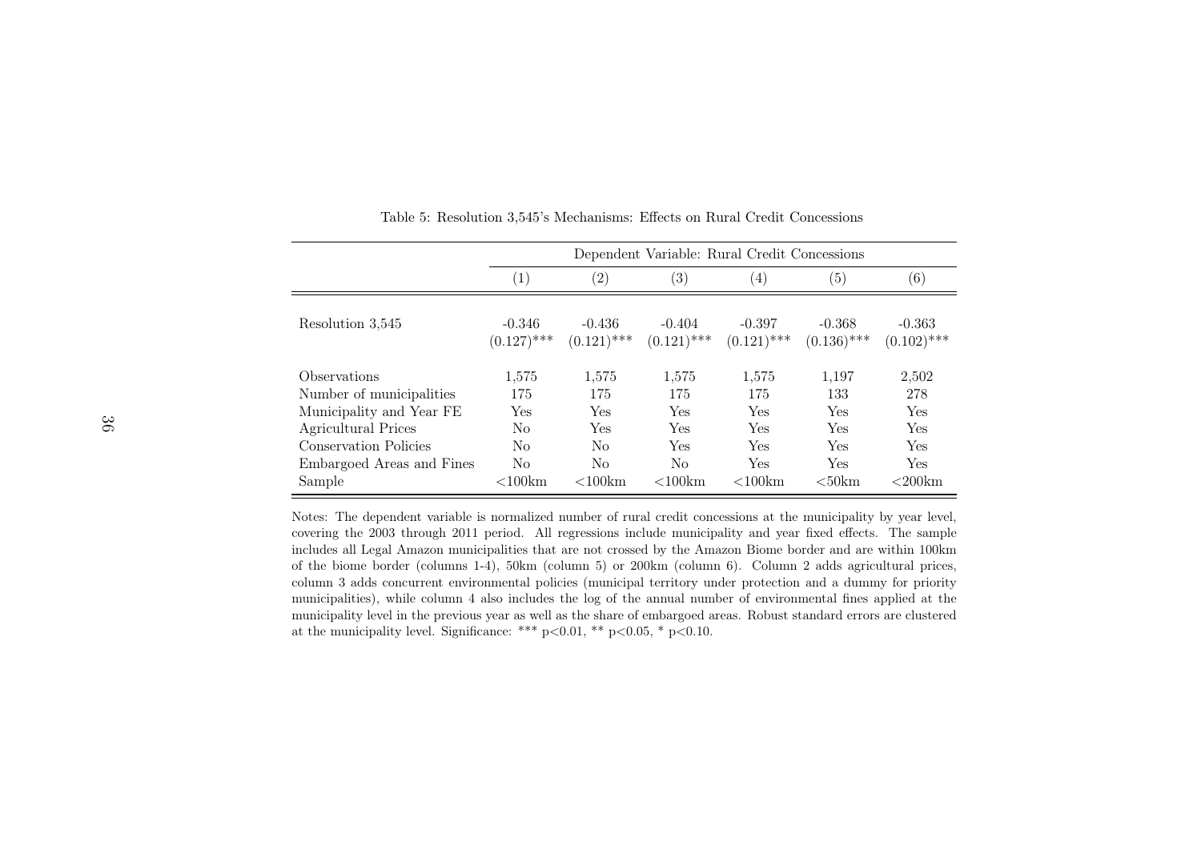Table 5: Resolution 3,545's Mechanisms: Effects on Rural Credit Concessions

| | Dependent Variable: Rural Credit Concessions | | | | | |
|---|---|---|---|---|---|---|
| | (1) | (2) | (3) | (4) | (5) | (6) |
| Resolution 3,545 | -0.346 | -0.436 | -0.404 | -0.397 | -0.368 | -0.363 |
| | (0.127)*** | (0.121)*** | (0.121)*** | (0.121)*** | (0.136)*** | (0.102)*** |
| Observations | 1,575 | 1,575 | 1,575 | 1,575 | 1,197 | 2,502 |
| Number of municipalities | 175 | 175 | 175 | 175 | 133 | 278 |
| Municipality and Year FE | Yes | Yes | Yes | Yes | Yes | Yes |
| Agricultural Prices | No | Yes | Yes | Yes | Yes | Yes |
| Conservation Policies | No | No | Yes | Yes | Yes | Yes |
| Embargoed Areas and Fines | No | No | No | Yes | Yes | Yes |
| Sample | <100km | <100km | <100km | <100km | <50km | <200km |

Notes: The dependent variable is normalized number of rural credit concessions at the municipality by year level, covering the 2003 through 2011 period. All regressions include municipality and year fixed effects. The sample includes all Legal Amazon municipalities that are not crossed by the Amazon Biome border and are within 100km of the biome border (columns 1-4), 50km (column 5) or 200km (column 6). Column 2 adds agricultural prices, column 3 adds concurrent environmental policies (municipal territory under protection and a dummy for priority municipalities), while column 4 also includes the log of the annual number of environmental fines applied at the municipality level in the previous year as well as the share of embargoed areas. Robust standard errors are clustered at the municipality level. Significance: *** p<0.01, ** p<0.05, * p<0.10.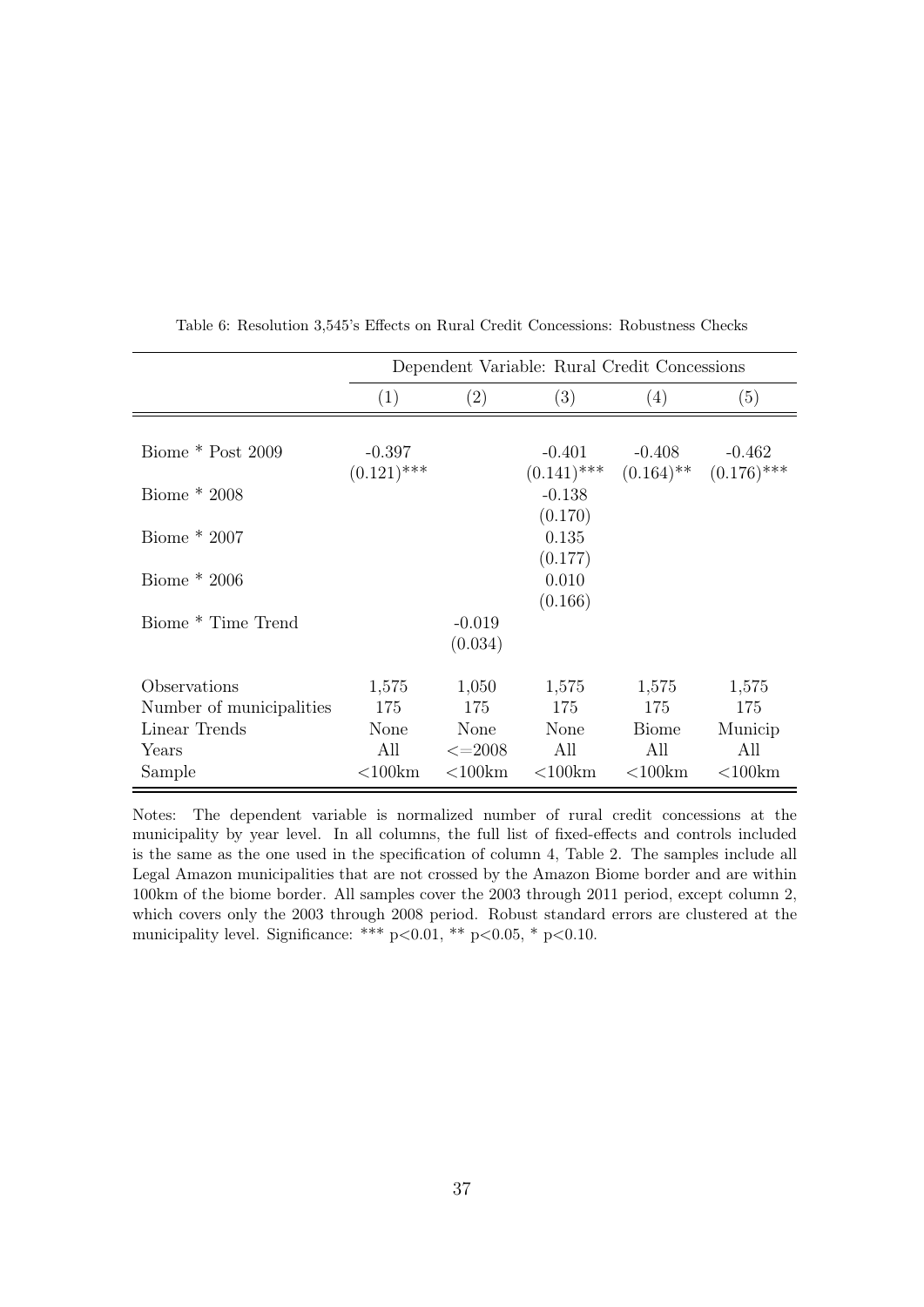Table 6: Resolution 3,545's Effects on Rural Credit Concessions: Robustness Checks

| | Dependent Variable: Rural Credit Concessions | | | | |
|---|---|---|---|---|---|
| | (1) | (2) | (3) | (4) | (5) |
| Biome * Post 2009 | -0.397 | | -0.401 | -0.408 | -0.462 |
| | (0.121)*** | | (0.141)*** | (0.164)** | (0.176)*** |
| Biome * 2008 | | | -0.138 | | |
| | | | (0.170) | | |
| Biome * 2007 | | | 0.135 | | |
| | | | (0.177) | | |
| Biome * 2006 | | | 0.010 | | |
| | | | (0.166) | | |
| Biome * Time Trend | | -0.019 | | | |
| | | (0.034) | | | |
| Observations | 1,575 | 1,050 | 1,575 | 1,575 | 1,575 |
| Number of municipalities | 175 | 175 | 175 | 175 | 175 |
| Linear Trends | None | None | None | Biome | Municip |
| Years | All | <=2008 | All | All | All |
| Sample | <100km | <100km | <100km | <100km | <100km |

Notes: The dependent variable is normalized number of rural credit concessions at the municipality by year level. In all columns, the full list of fixed-effects and controls included is the same as the one used in the specification of column 4, Table 2. The samples include all Legal Amazon municipalities that are not crossed by the Amazon Biome border and are within 100km of the biome border. All samples cover the 2003 through 2011 period, except column 2, which covers only the 2003 through 2008 period. Robust standard errors are clustered at the municipality level. Significance: *** $p<0.01$, ** $p<0.05$, * $p<0.10$.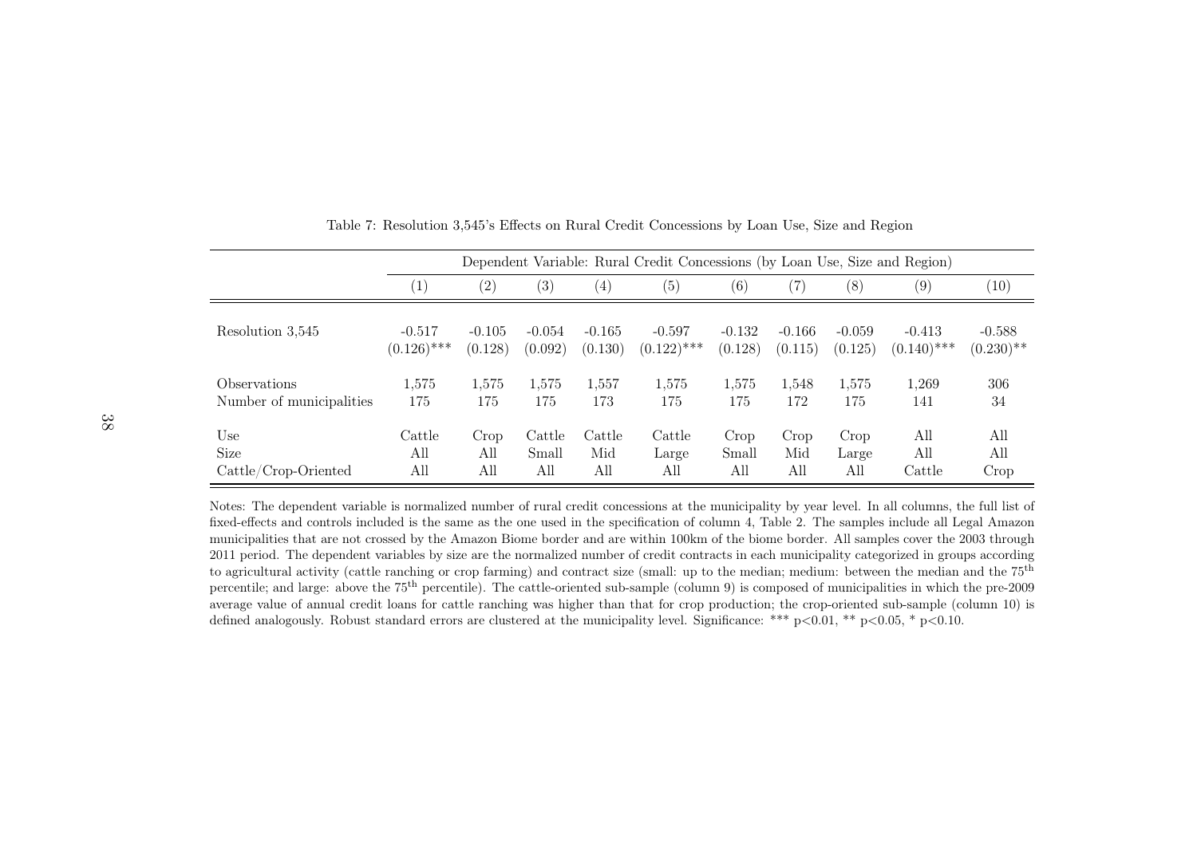Table 7: Resolution 3,545's Effects on Rural Credit Concessions by Loan Use, Size and Region

| | Dependent Variable: Rural Credit Concessions (by Loan Use, Size and Region) | | | | | | | | | |
|---|---|---|---|---|---|---|---|---|---|---|
| | (1) | (2) | (3) | (4) | (5) | (6) | (7) | (8) | (9) | (10) |
| Resolution 3,545 | -0.517 | -0.105 | -0.054 | -0.165 | -0.597 | -0.132 | -0.166 | -0.059 | -0.413 | -0.588 |
| | (0.126)*** | (0.128) | (0.092) | (0.130) | (0.122)*** | (0.128) | (0.115) | (0.125) | (0.140)*** | (0.230)** |
| Observations | 1,575 | 1,575 | 1,575 | 1,557 | 1,575 | 1,575 | 1,548 | 1,575 | 1,269 | 306 |
| Number of municipalities | 175 | 175 | 175 | 173 | 175 | 175 | 172 | 175 | 141 | 34 |
| Use | Cattle | Crop | Cattle | Cattle | Cattle | Crop | Crop | Crop | All | All |
| Size | All | All | Small | Mid | Large | Small | Mid | Large | All | All |
| Cattle/Crop-Oriented | All | All | All | All | All | All | All | All | Cattle | Crop |

Notes: The dependent variable is normalized number of rural credit concessions at the municipality by year level. In all columns, the full list of fixed-effects and controls included is the same as the one used in the specification of column 4, Table 2. The samples include all Legal Amazon municipalities that are not crossed by the Amazon Biome border and are within 100km of the biome border. All samples cover the 2003 through 2011 period. The dependent variables by size are the normalized number of credit contracts in each municipality categorized in groups according to agricultural activity (cattle ranching or crop farming) and contract size (small: up to the median; medium: between the median and the 75th percentile; and large: above the 75th percentile). The cattle-oriented sub-sample (column 9) is composed of municipalities in which the pre-2009 average value of annual credit loans for cattle ranching was higher than that for crop production; the crop-oriented sub-sample (column 10) is defined analogously. Robust standard errors are clustered at the municipality level. Significance: *** p<0.01, ** p<0.05, * p<0.10.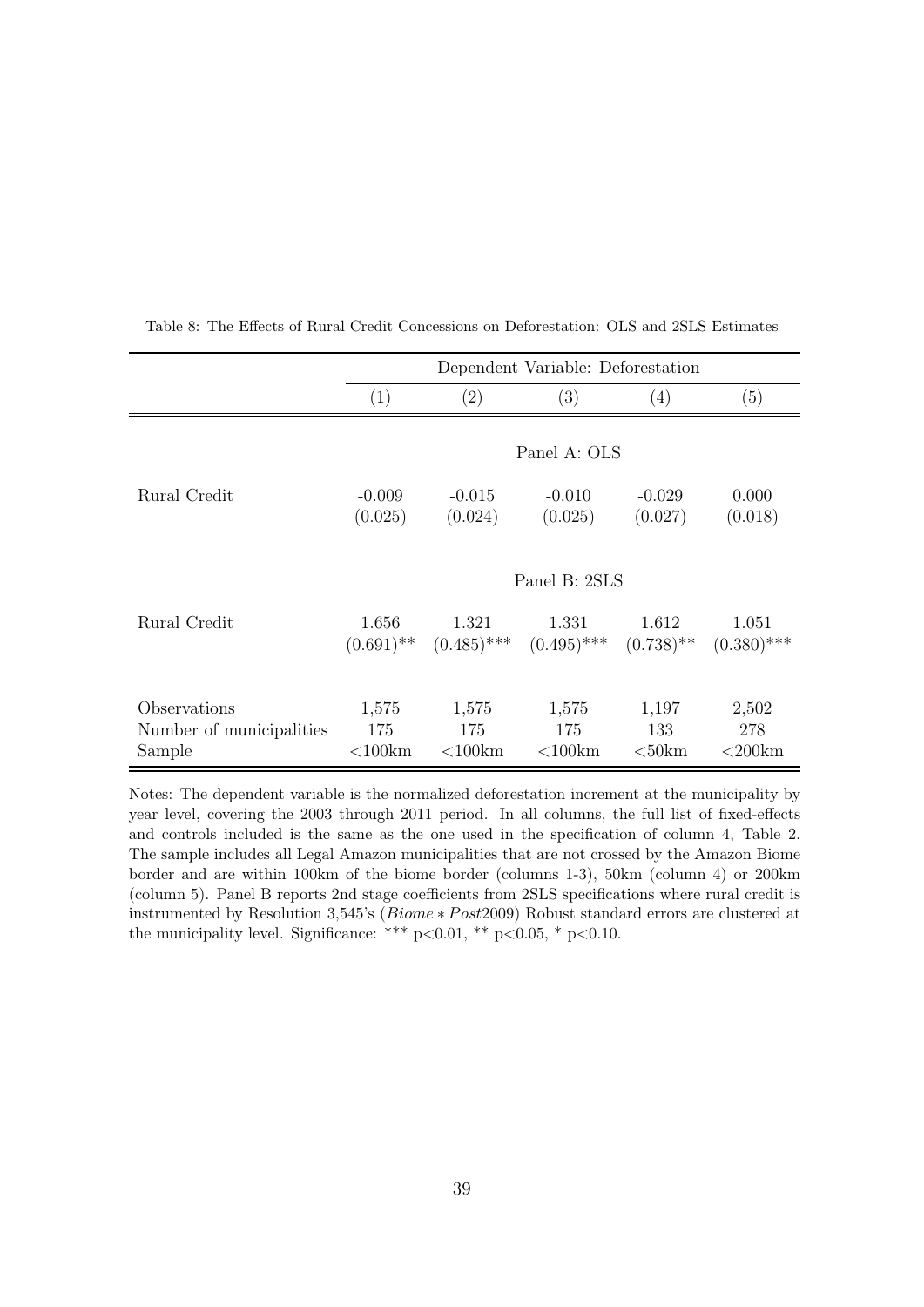Table 8: The Effects of Rural Credit Concessions on Deforestation: OLS and 2SLS Estimates

| | Dependent Variable: Deforestation | | | | |
|---|---|---|---|---|---|
| | (1) | (2) | (3) | (4) | (5) |
| | Panel A: OLS | | | | |
| Rural Credit | -0.009 | -0.015 | -0.010 | -0.029 | 0.000 |
| | (0.025) | (0.024) | (0.025) | (0.027) | (0.018) |
| | Panel B: 2SLS | | | | |
| Rural Credit | 1.656 | 1.321 | 1.331 | 1.612 | 1.051 |
| | (0.691)** | (0.485)*** | (0.495)*** | (0.738)** | (0.380)*** |
| Observations | 1,575 | 1,575 | 1,575 | 1,197 | 2,502 |
| Number of municipalities | 175 | 175 | 175 | 133 | 278 |
| Sample | <100km | <100km | <100km | <50km | <200km |

Notes: The dependent variable is the normalized deforestation increment at the municipality by year level, covering the 2003 through 2011 period. In all columns, the full list of fixed-effects and controls included is the same as the one used in the specification of column 4, Table 2. The sample includes all Legal Amazon municipalities that are not crossed by the Amazon Biome border and are within 100km of the biome border (columns 1-3), 50km (column 4) or 200km (column 5). Panel B reports 2nd stage coefficients from 2SLS specifications where rural credit is instrumented by Resolution 3,545's ($Biome * Post2009$) Robust standard errors are clustered at the municipality level. Significance: *** p<0.01, ** p<0.05, * p<0.10.